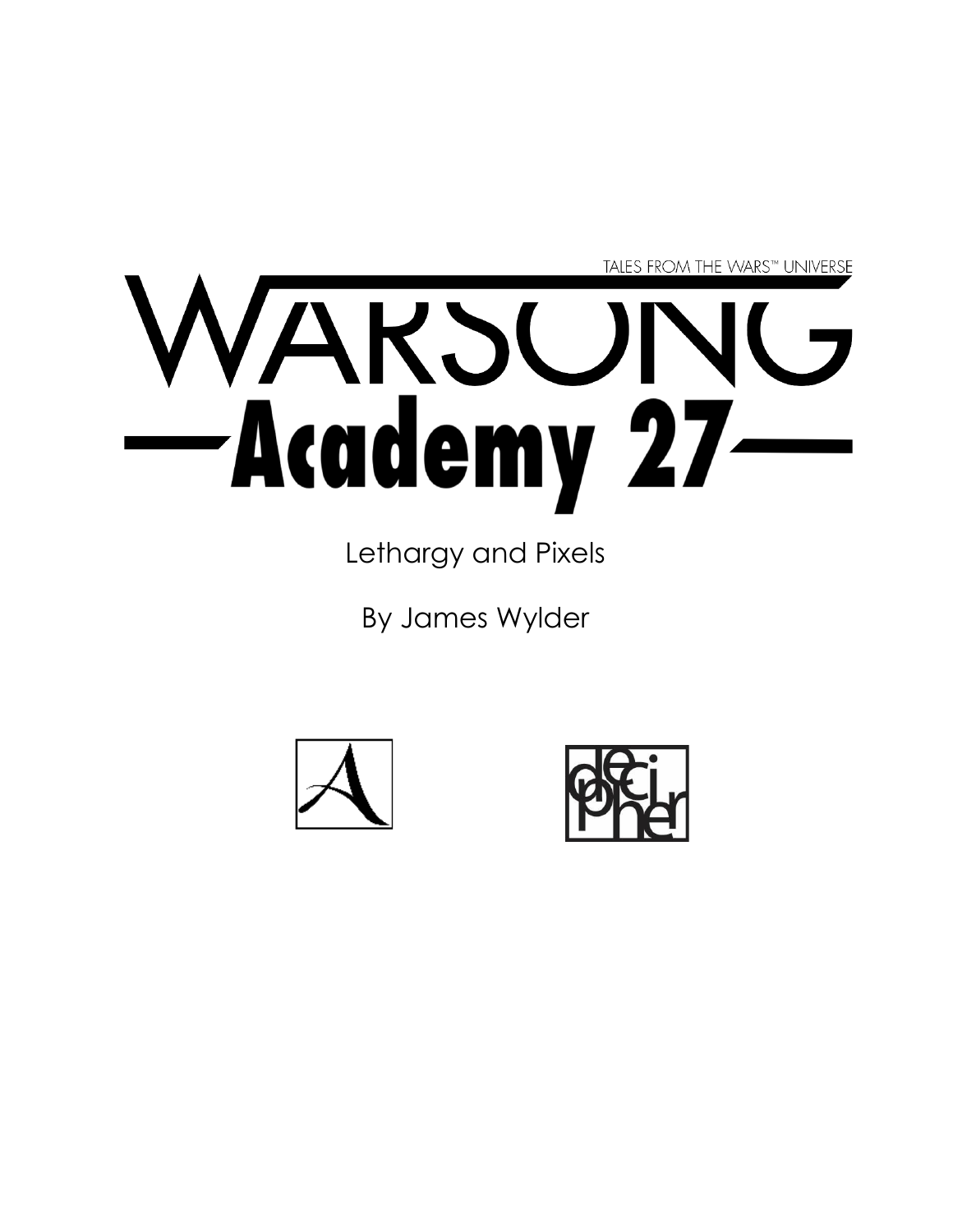TALES FROM THE WARS™ UNIVERSE

# WARSONG

# —Academy 27—

Lethargy and Pixels

By James Wylder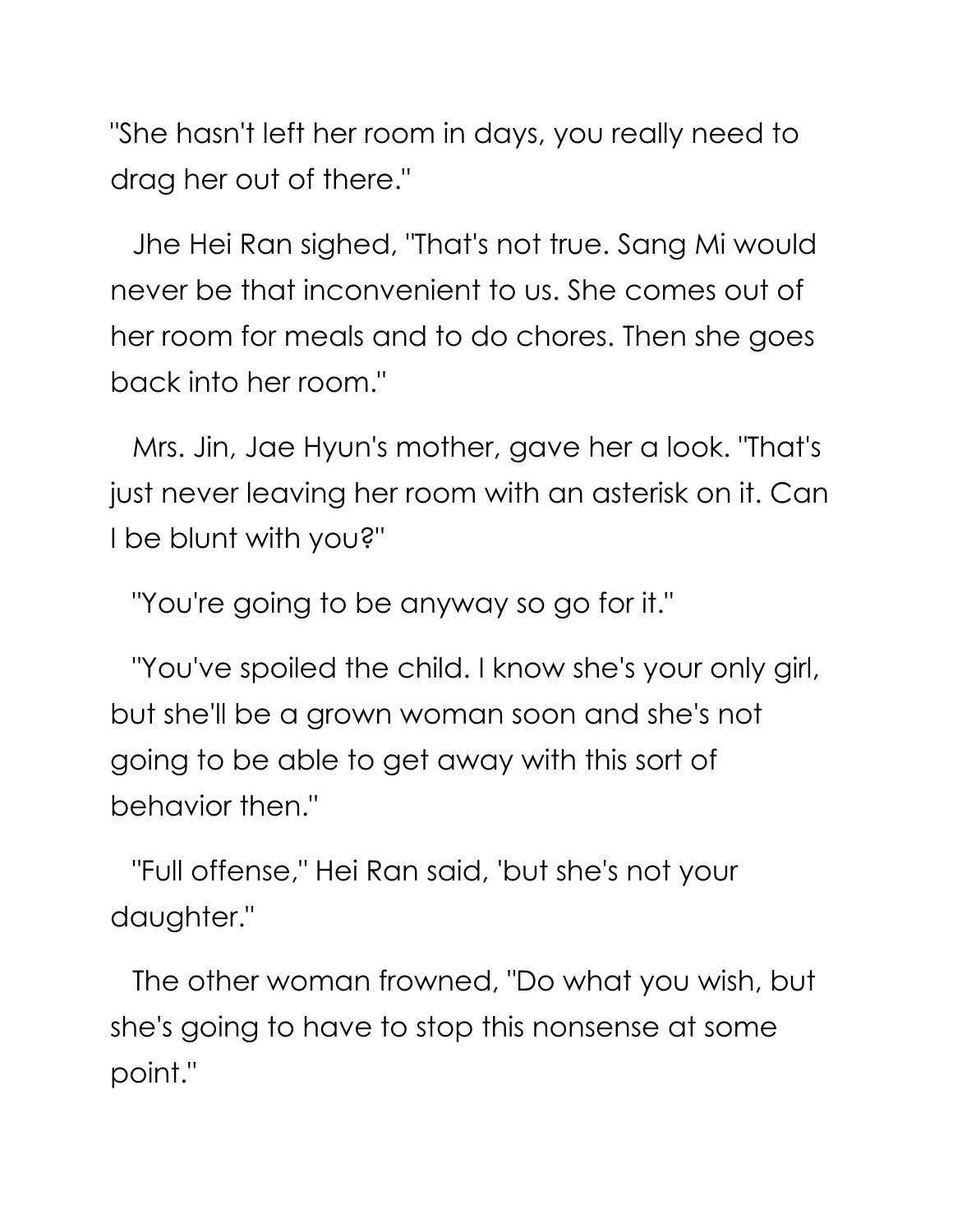"She hasn't left her room in days, you really need to drag her out of there."

Jhe Hei Ran sighed, "That's not true. Sang Mi would never be that inconvenient to us. She comes out of her room for meals and to do chores. Then she goes back into her room."

Mrs. Jin, Jae Hyun's mother, gave her a look. "That's just never leaving her room with an asterisk on it. Can I be blunt with you?"

"You're going to be anyway so go for it."

"You've spoiled the child. I know she's your only girl, but she'll be a grown woman soon and she's not going to be able to get away with this sort of behavior then."

"Full offense," Hei Ran said, 'but she's not your daughter."

The other woman frowned, "Do what you wish, but she's going to have to stop this nonsense at some point."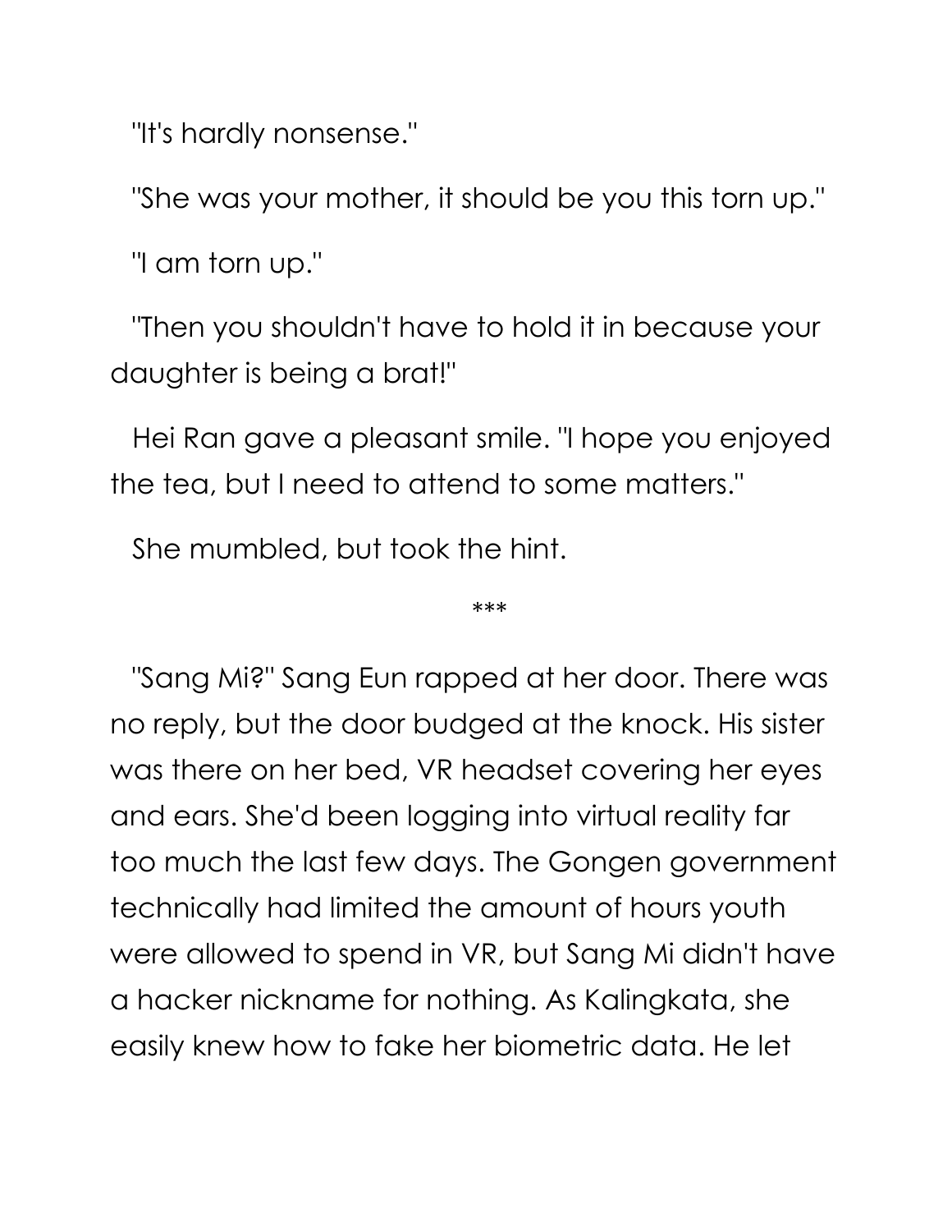"It's hardly nonsense."

"She was your mother, it should be you this torn up."

"I am torn up."

"Then you shouldn't have to hold it in because your daughter is being a brat!"

Hei Ran gave a pleasant smile. "I hope you enjoyed the tea, but I need to attend to some matters."

She mumbled, but took the hint.

***

"Sang Mi?" Sang Eun rapped at her door. There was no reply, but the door budged at the knock. His sister was there on her bed, VR headset covering her eyes and ears. She'd been logging into virtual reality far too much the last few days. The Gongen government technically had limited the amount of hours youth were allowed to spend in VR, but Sang Mi didn't have a hacker nickname for nothing. As Kalingkata, she easily knew how to fake her biometric data. He let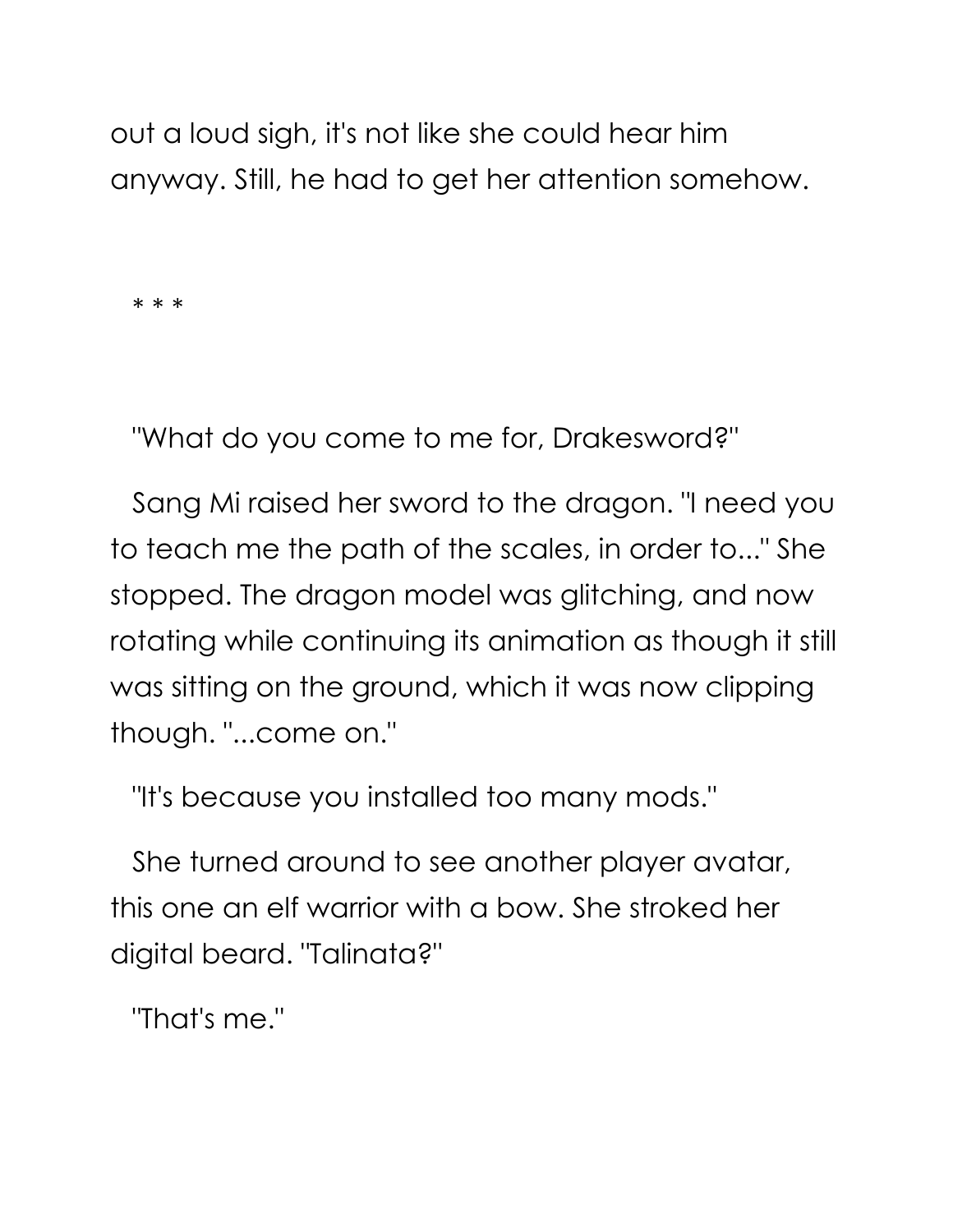out a loud sigh, it's not like she could hear him anyway. Still, he had to get her attention somehow.

* * *

"What do you come to me for, Drakesword?"

Sang Mi raised her sword to the dragon. "I need you to teach me the path of the scales, in order to..." She stopped. The dragon model was glitching, and now rotating while continuing its animation as though it still was sitting on the ground, which it was now clipping though. "...come on."

"It's because you installed too many mods."

She turned around to see another player avatar, this one an elf warrior with a bow. She stroked her digital beard. "Talinata?"

"That's me."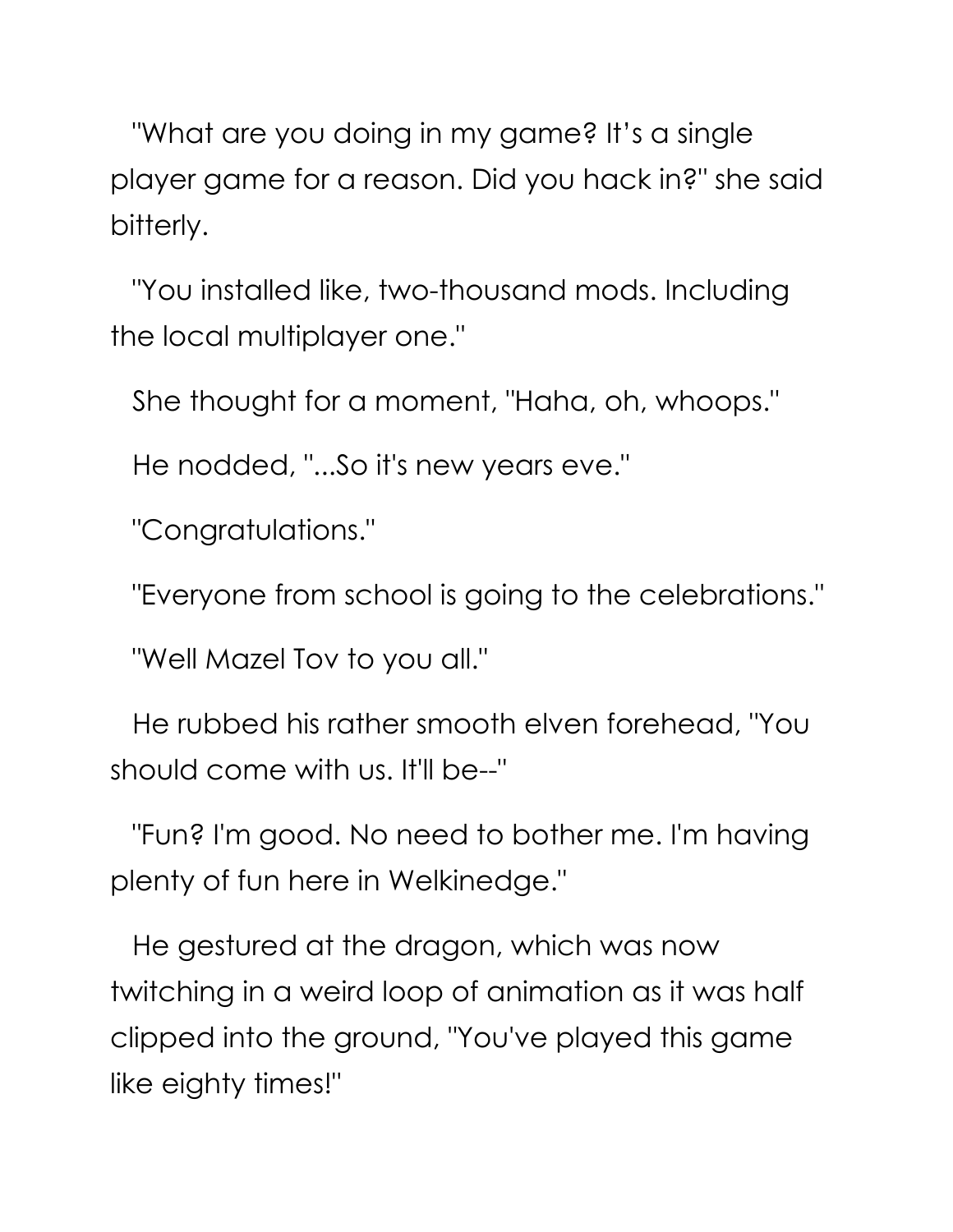"What are you doing in my game? It’s a single player game for a reason. Did you hack in?" she said bitterly.

"You installed like, two-thousand mods. Including the local multiplayer one."

She thought for a moment, "Haha, oh, whoops."

He nodded, "...So it's new years eve."

"Congratulations."

"Everyone from school is going to the celebrations."

"Well Mazel Tov to you all."

He rubbed his rather smooth elven forehead, "You should come with us. It'll be--"

"Fun? I'm good. No need to bother me. I'm having plenty of fun here in Welkinedge."

He gestured at the dragon, which was now twitching in a weird loop of animation as it was half clipped into the ground, "You've played this game like eighty times!"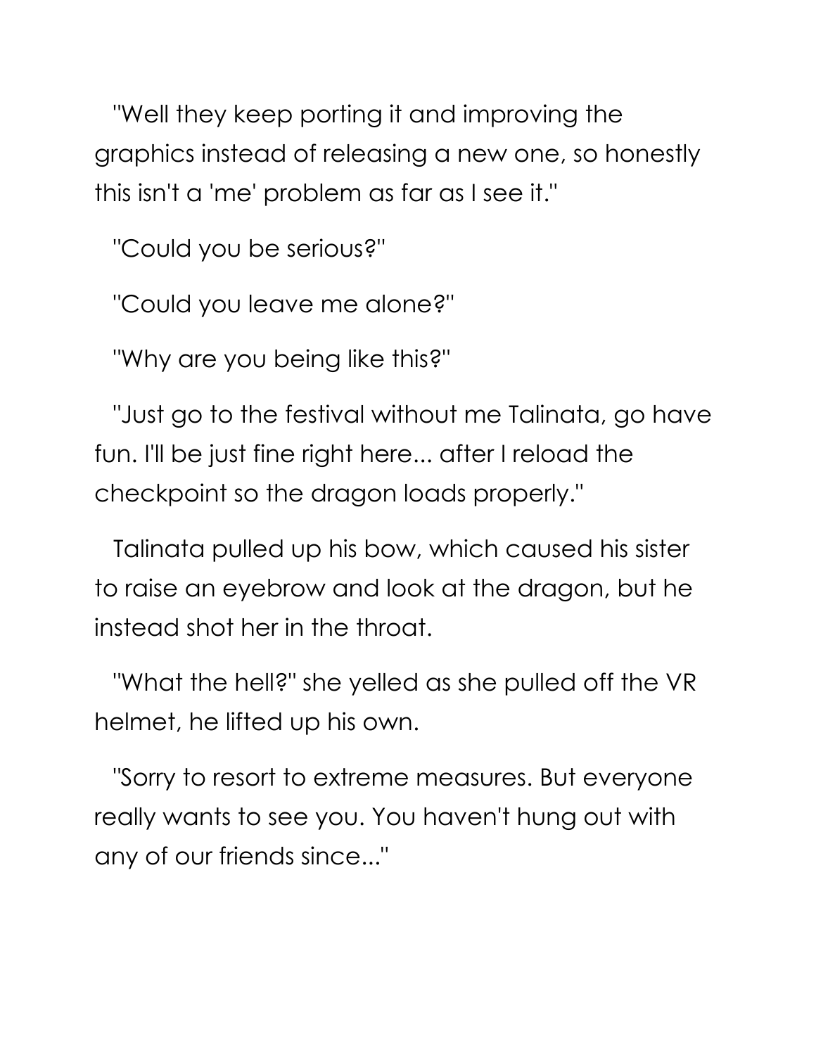"Well they keep porting it and improving the graphics instead of releasing a new one, so honestly this isn't a 'me' problem as far as I see it."

"Could you be serious?"

"Could you leave me alone?"

"Why are you being like this?"

"Just go to the festival without me Talinata, go have fun. I'll be just fine right here... after I reload the checkpoint so the dragon loads properly."

Talinata pulled up his bow, which caused his sister to raise an eyebrow and look at the dragon, but he instead shot her in the throat.

"What the hell?" she yelled as she pulled off the VR helmet, he lifted up his own.

"Sorry to resort to extreme measures. But everyone really wants to see you. You haven't hung out with any of our friends since..."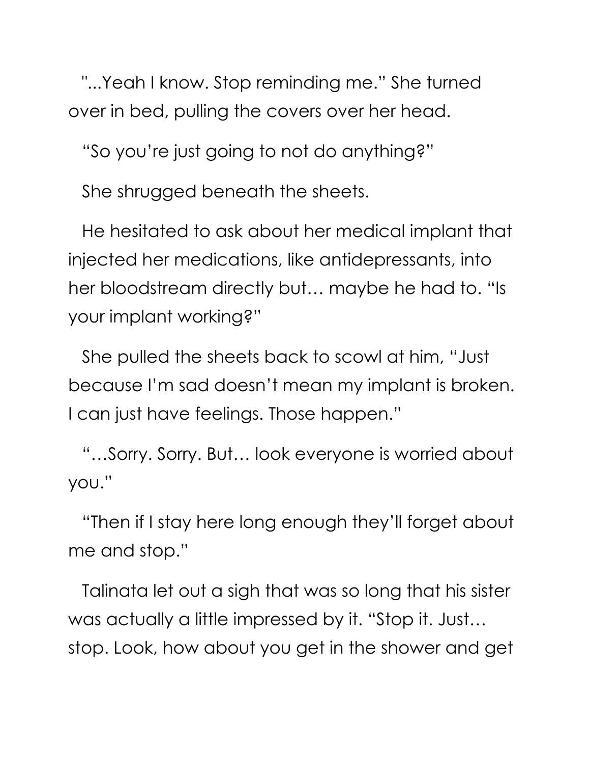"...Yeah I know. Stop reminding me." She turned over in bed, pulling the covers over her head.

"So you're just going to not do anything?"

She shrugged beneath the sheets.

He hesitated to ask about her medical implant that injected her medications, like antidepressants, into her bloodstream directly but… maybe he had to. "Is your implant working?"

She pulled the sheets back to scowl at him, "Just because I'm sad doesn't mean my implant is broken. I can just have feelings. Those happen."

"…Sorry. Sorry. But… look everyone is worried about you."

"Then if I stay here long enough they'll forget about me and stop."

Talinata let out a sigh that was so long that his sister was actually a little impressed by it. "Stop it. Just… stop. Look, how about you get in the shower and get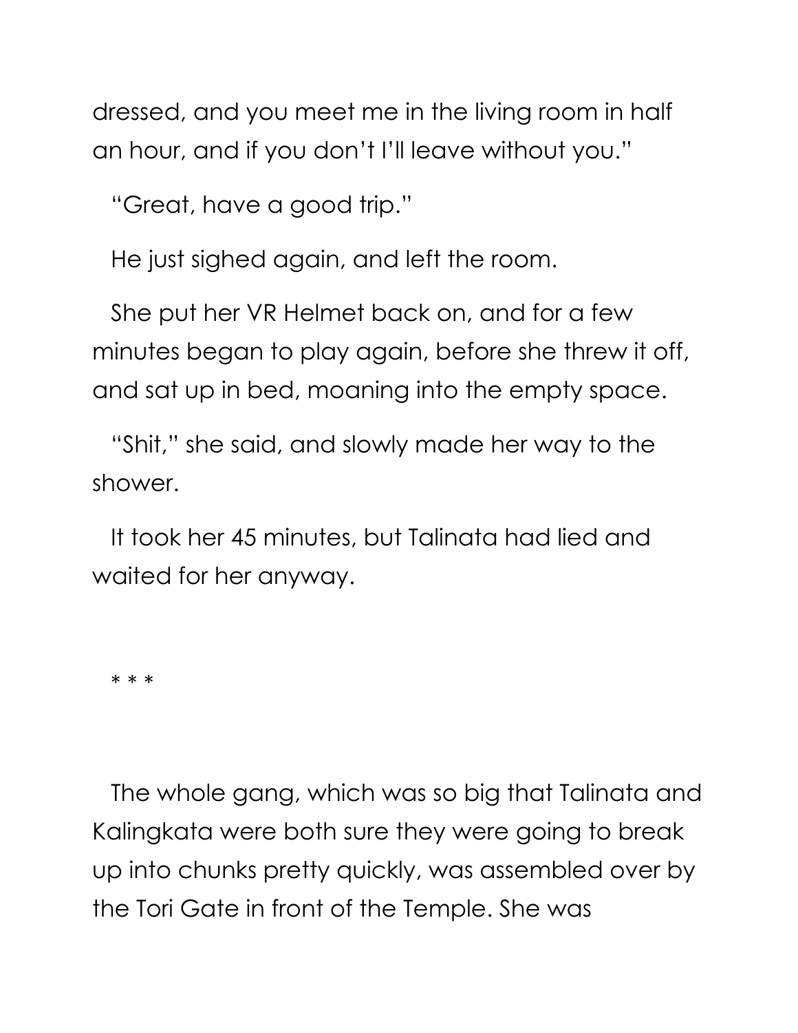dressed, and you meet me in the living room in half an hour, and if you don't I'll leave without you."

"Great, have a good trip."

He just sighed again, and left the room.

She put her VR Helmet back on, and for a few minutes began to play again, before she threw it off, and sat up in bed, moaning into the empty space.

"Shit," she said, and slowly made her way to the shower.

It took her 45 minutes, but Talinata had lied and waited for her anyway.

* * *

The whole gang, which was so big that Talinata and Kalingkata were both sure they were going to break up into chunks pretty quickly, was assembled over by the Tori Gate in front of the Temple. She was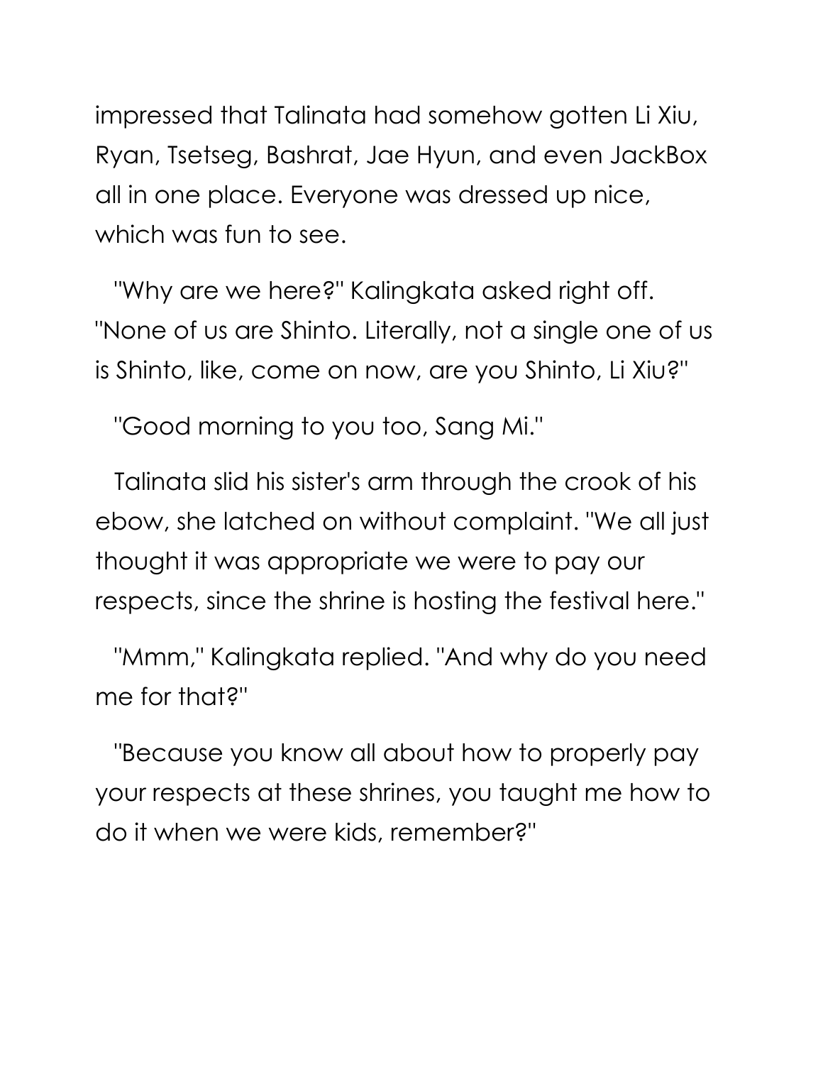impressed that Talinata had somehow gotten Li Xiu, Ryan, Tsetseg, Bashrat, Jae Hyun, and even JackBox all in one place. Everyone was dressed up nice, which was fun to see.

"Why are we here?" Kalingkata asked right off. "None of us are Shinto. Literally, not a single one of us is Shinto, like, come on now, are you Shinto, Li Xiu?"

"Good morning to you too, Sang Mi."

Talinata slid his sister's arm through the crook of his ebow, she latched on without complaint. "We all just thought it was appropriate we were to pay our respects, since the shrine is hosting the festival here."

"Mmm," Kalingkata replied. "And why do you need me for that?"

"Because you know all about how to properly pay your respects at these shrines, you taught me how to do it when we were kids, remember?"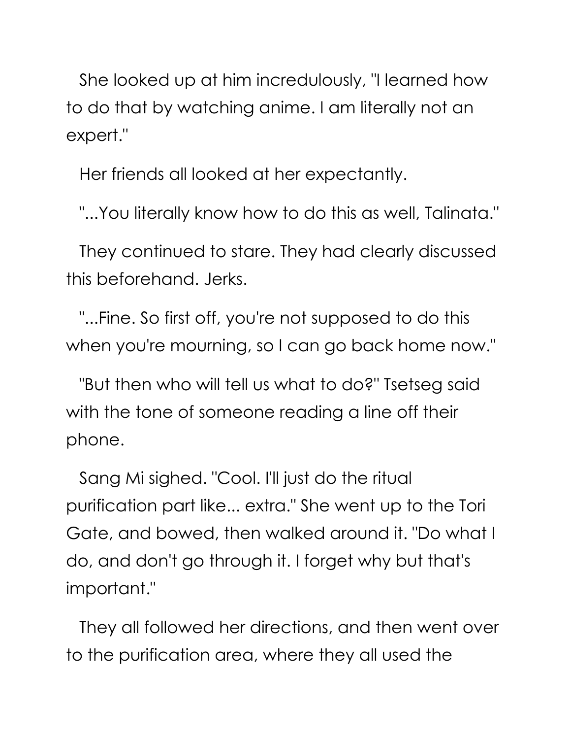She looked up at him incredulously, "I learned how to do that by watching anime. I am literally not an expert."

Her friends all looked at her expectantly.

"...You literally know how to do this as well, Talinata."

They continued to stare. They had clearly discussed this beforehand. Jerks.

"...Fine. So first off, you're not supposed to do this when you're mourning, so I can go back home now."

"But then who will tell us what to do?" Tsetseg said with the tone of someone reading a line off their phone.

Sang Mi sighed. "Cool. I'll just do the ritual purification part like... extra." She went up to the Tori Gate, and bowed, then walked around it. "Do what I do, and don't go through it. I forget why but that's important."

They all followed her directions, and then went over to the purification area, where they all used the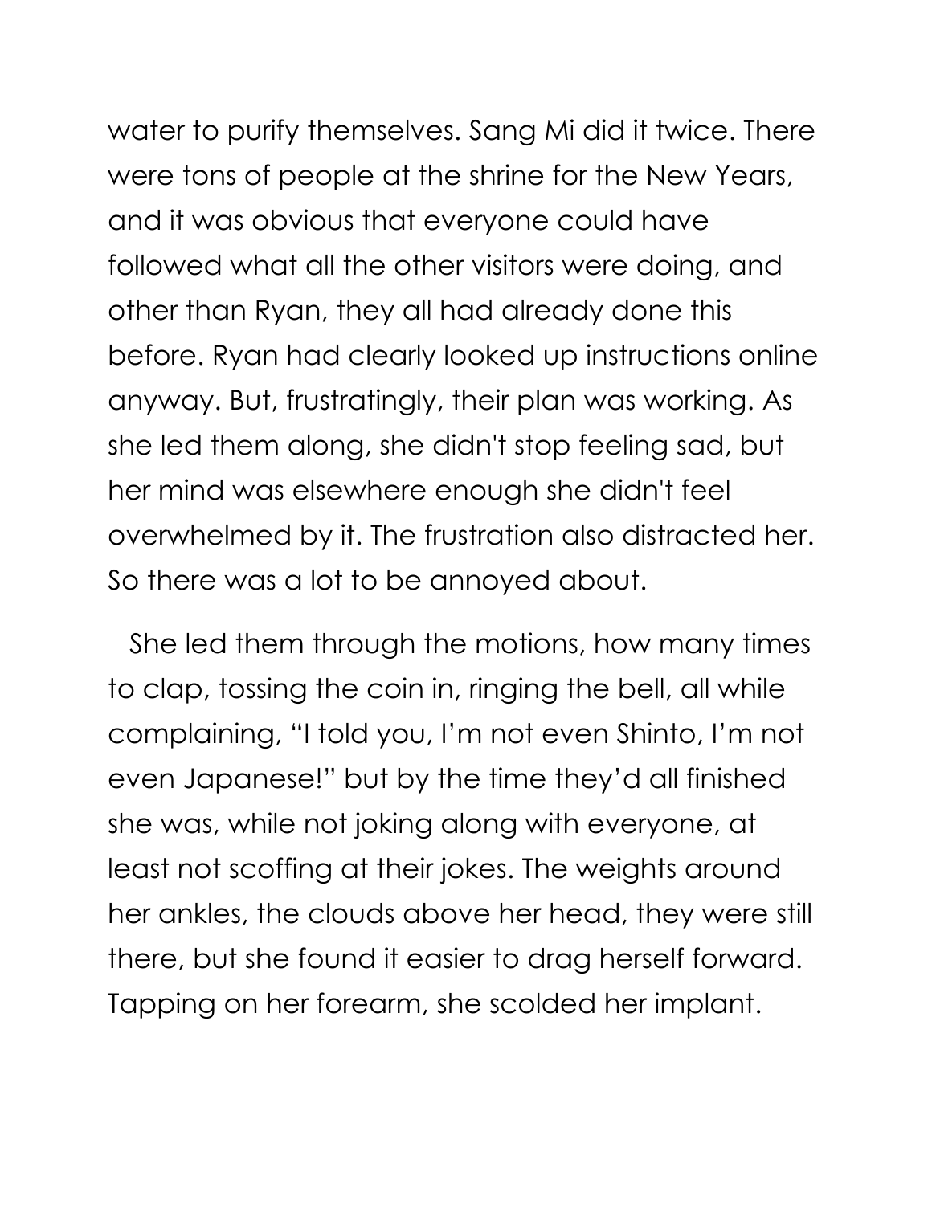water to purify themselves. Sang Mi did it twice. There were tons of people at the shrine for the New Years, and it was obvious that everyone could have followed what all the other visitors were doing, and other than Ryan, they all had already done this before. Ryan had clearly looked up instructions online anyway. But, frustratingly, their plan was working. As she led them along, she didn't stop feeling sad, but her mind was elsewhere enough she didn't feel overwhelmed by it. The frustration also distracted her. So there was a lot to be annoyed about.

She led them through the motions, how many times to clap, tossing the coin in, ringing the bell, all while complaining, "I told you, I'm not even Shinto, I'm not even Japanese!" but by the time they'd all finished she was, while not joking along with everyone, at least not scoffing at their jokes. The weights around her ankles, the clouds above her head, they were still there, but she found it easier to drag herself forward. Tapping on her forearm, she scolded her implant.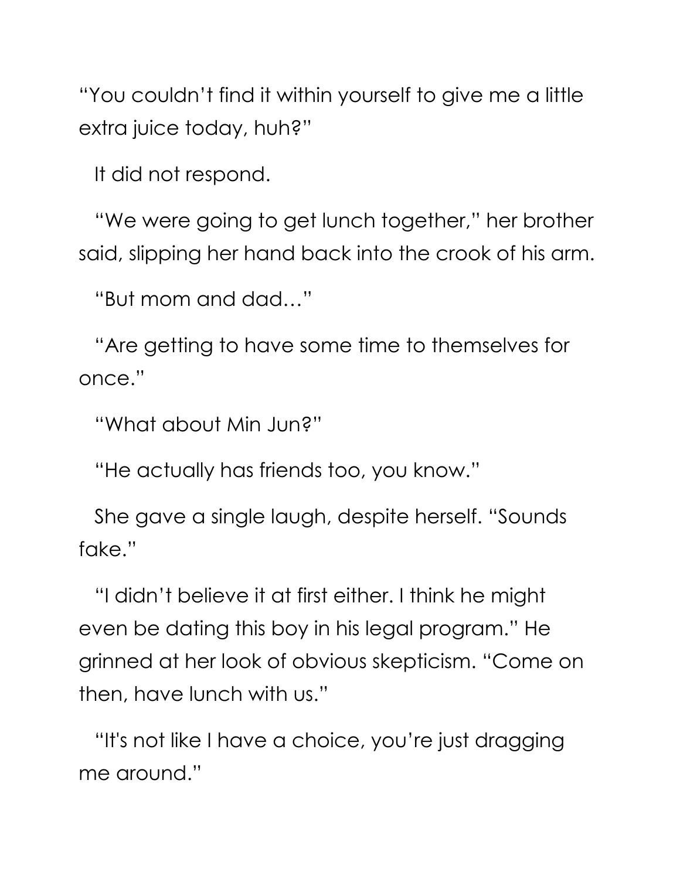"You couldn't find it within yourself to give me a little extra juice today, huh?"

It did not respond.

"We were going to get lunch together," her brother said, slipping her hand back into the crook of his arm.

"But mom and dad…"

"Are getting to have some time to themselves for once."

"What about Min Jun?"

"He actually has friends too, you know."

She gave a single laugh, despite herself. "Sounds fake."

"I didn't believe it at first either. I think he might even be dating this boy in his legal program." He grinned at her look of obvious skepticism. "Come on then, have lunch with us."

"It's not like I have a choice, you're just dragging me around."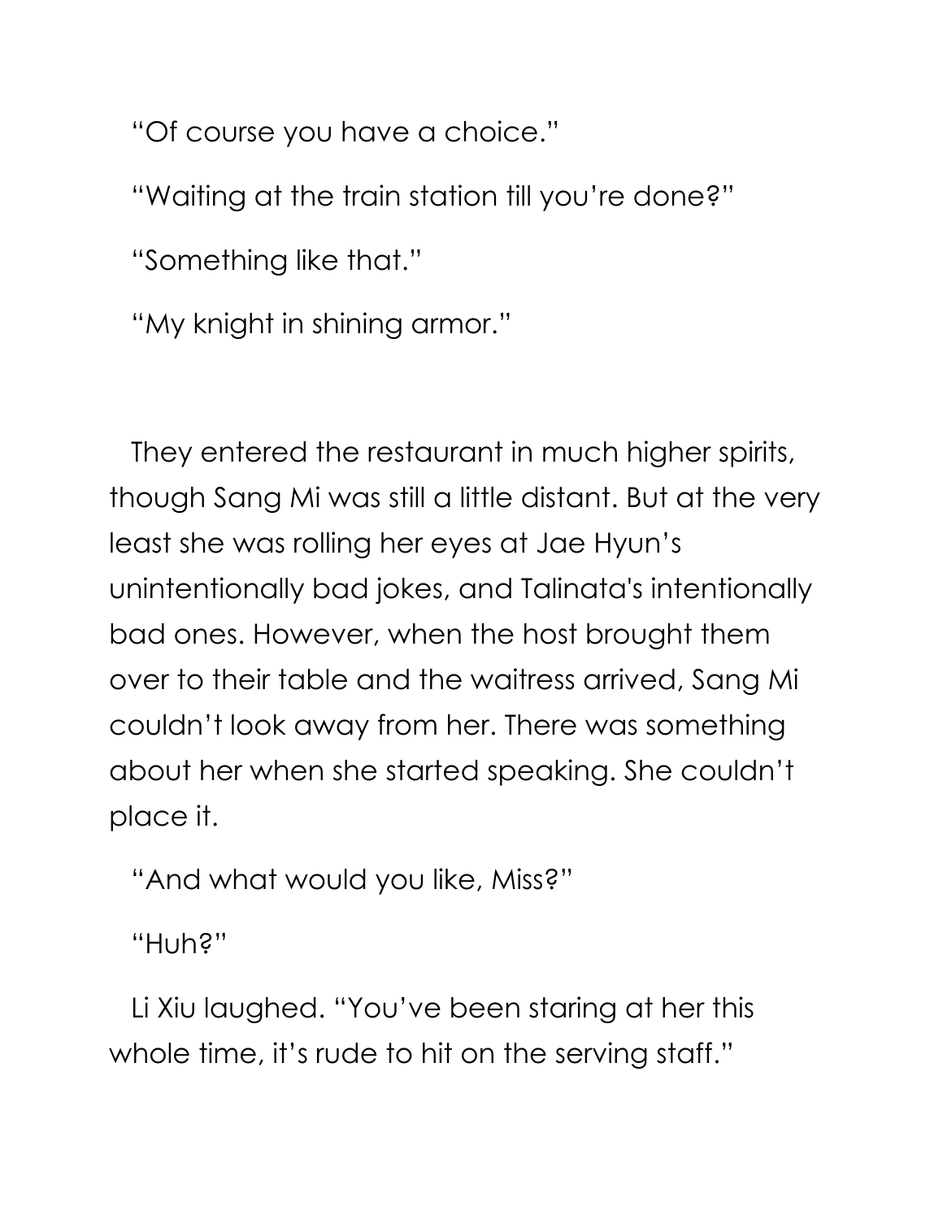"Of course you have a choice."

"Waiting at the train station till you're done?"

"Something like that."

"My knight in shining armor."

They entered the restaurant in much higher spirits, though Sang Mi was still a little distant. But at the very least she was rolling her eyes at Jae Hyun's unintentionally bad jokes, and Talinata's intentionally bad ones. However, when the host brought them over to their table and the waitress arrived, Sang Mi couldn't look away from her. There was something about her when she started speaking. She couldn't place it.

"And what would you like, Miss?"

"Huh?"

Li Xiu laughed. "You've been staring at her this whole time, it's rude to hit on the serving staff."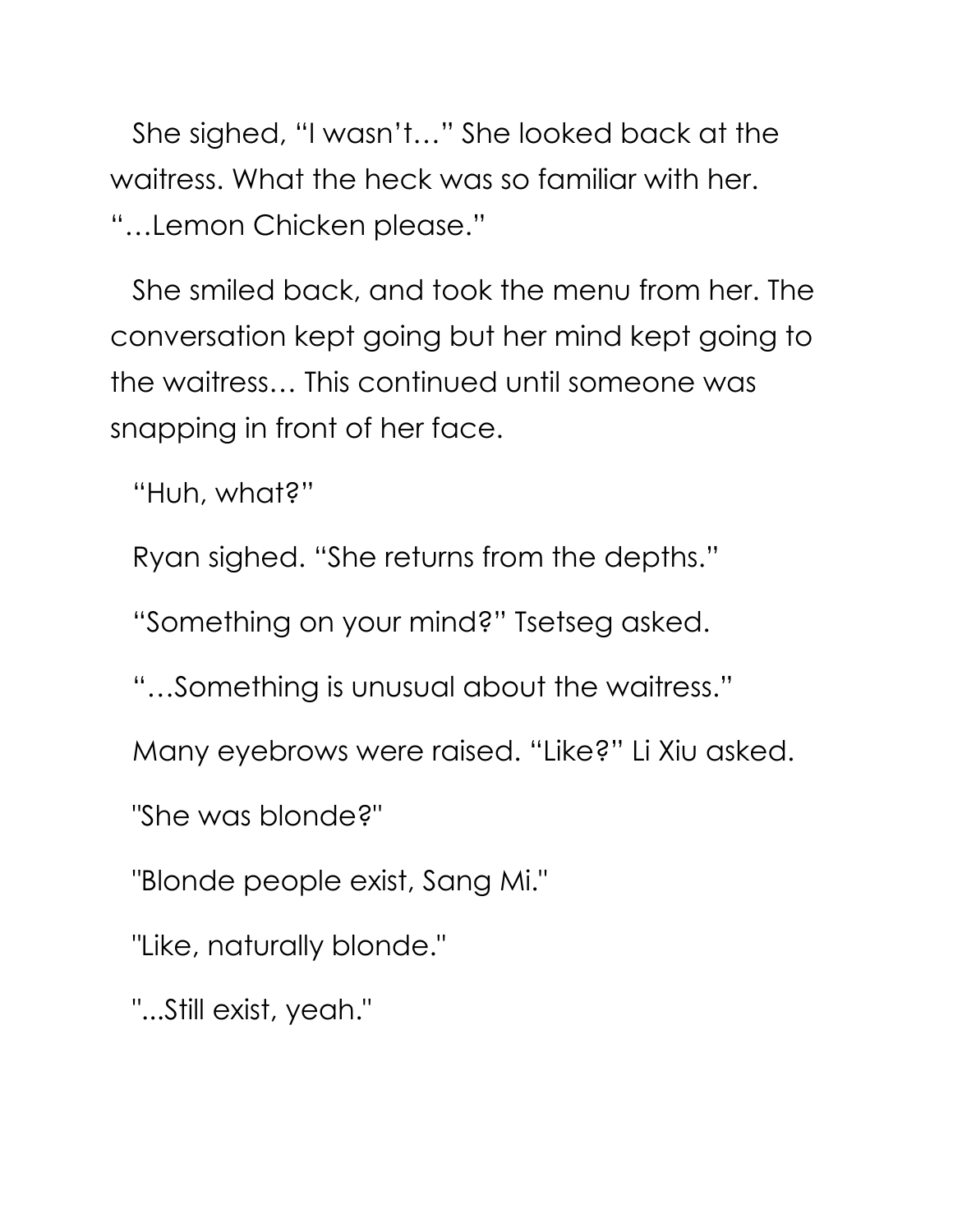She sighed, “I wasn’t…” She looked back at the waitress. What the heck was so familiar with her. “…Lemon Chicken please.”

She smiled back, and took the menu from her. The conversation kept going but her mind kept going to the waitress… This continued until someone was snapping in front of her face.

“Huh, what?”

Ryan sighed. “She returns from the depths.”

“Something on your mind?” Tsetseg asked.

“…Something is unusual about the waitress.”

Many eyebrows were raised. “Like?” Li Xiu asked.

"She was blonde?"

"Blonde people exist, Sang Mi."

"Like, naturally blonde."

"...Still exist, yeah."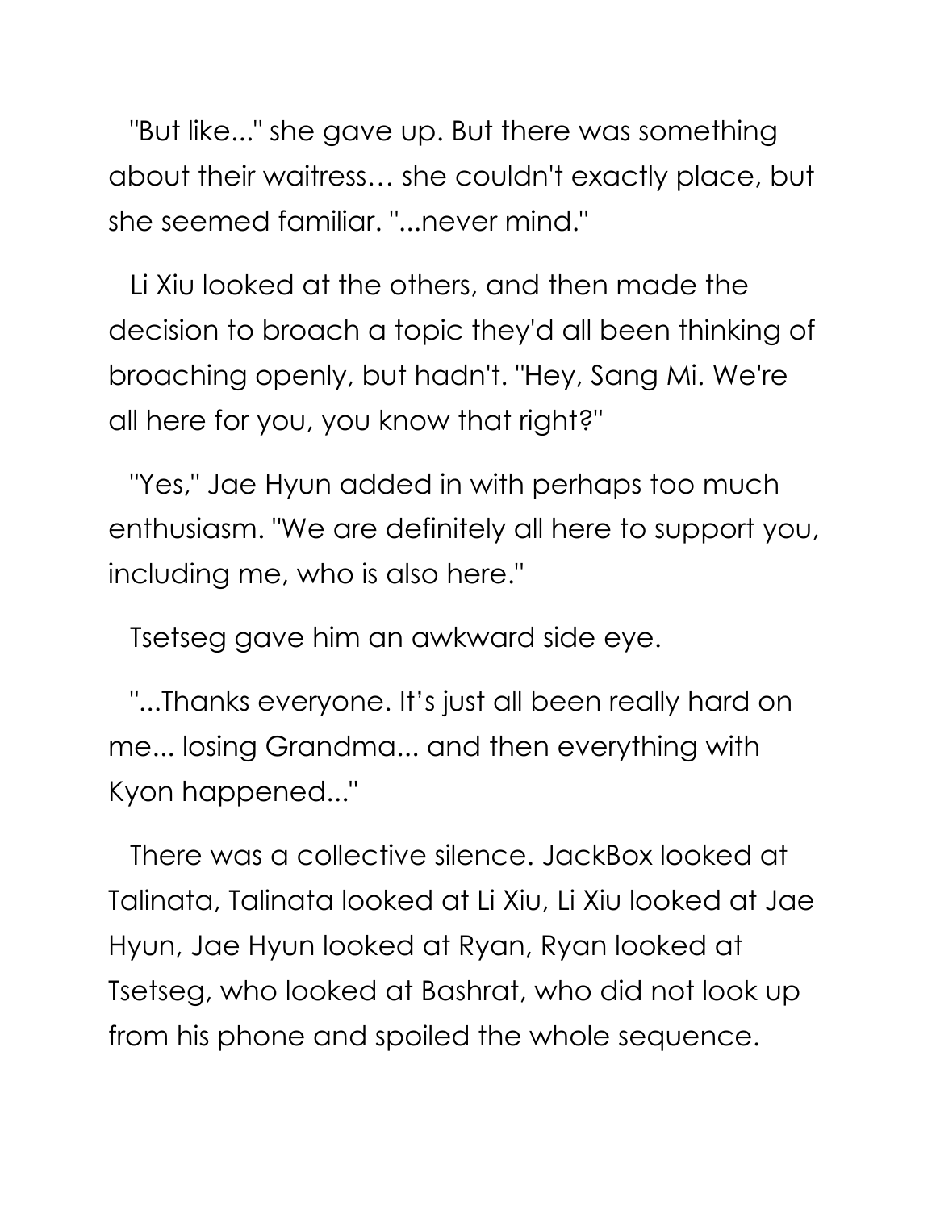"But like..." she gave up. But there was something about their waitress… she couldn't exactly place, but she seemed familiar. "...never mind."

Li Xiu looked at the others, and then made the decision to broach a topic they'd all been thinking of broaching openly, but hadn't. "Hey, Sang Mi. We're all here for you, you know that right?"

"Yes," Jae Hyun added in with perhaps too much enthusiasm. "We are definitely all here to support you, including me, who is also here."

Tsetseg gave him an awkward side eye.

"...Thanks everyone. It's just all been really hard on me... losing Grandma... and then everything with Kyon happened..."

There was a collective silence. JackBox looked at Talinata, Talinata looked at Li Xiu, Li Xiu looked at Jae Hyun, Jae Hyun looked at Ryan, Ryan looked at Tsetseg, who looked at Bashrat, who did not look up from his phone and spoiled the whole sequence.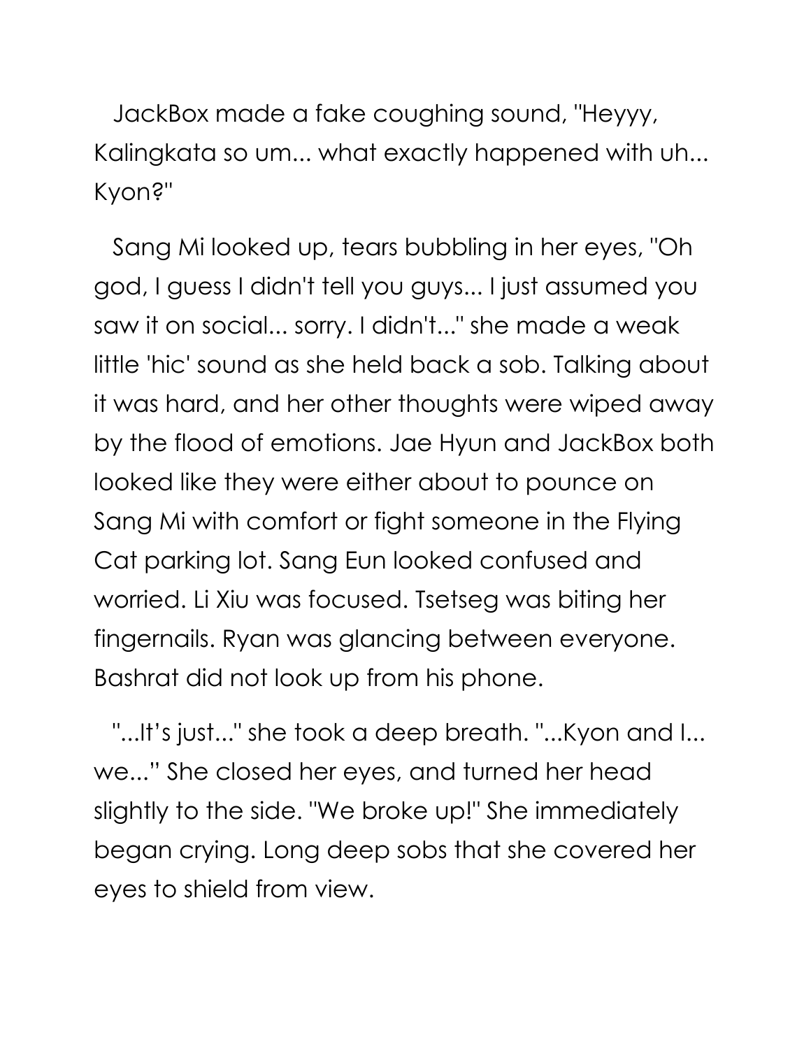JackBox made a fake coughing sound, "Heyyy, Kalingkata so um... what exactly happened with uh... Kyon?"

Sang Mi looked up, tears bubbling in her eyes, "Oh god, I guess I didn't tell you guys... I just assumed you saw it on social... sorry. I didn't..." she made a weak little 'hic' sound as she held back a sob. Talking about it was hard, and her other thoughts were wiped away by the flood of emotions. Jae Hyun and JackBox both looked like they were either about to pounce on Sang Mi with comfort or fight someone in the Flying Cat parking lot. Sang Eun looked confused and worried. Li Xiu was focused. Tsetseg was biting her fingernails. Ryan was glancing between everyone. Bashrat did not look up from his phone.

"...It's just..." she took a deep breath. "...Kyon and I... we..." She closed her eyes, and turned her head slightly to the side. "We broke up!" She immediately began crying. Long deep sobs that she covered her eyes to shield from view.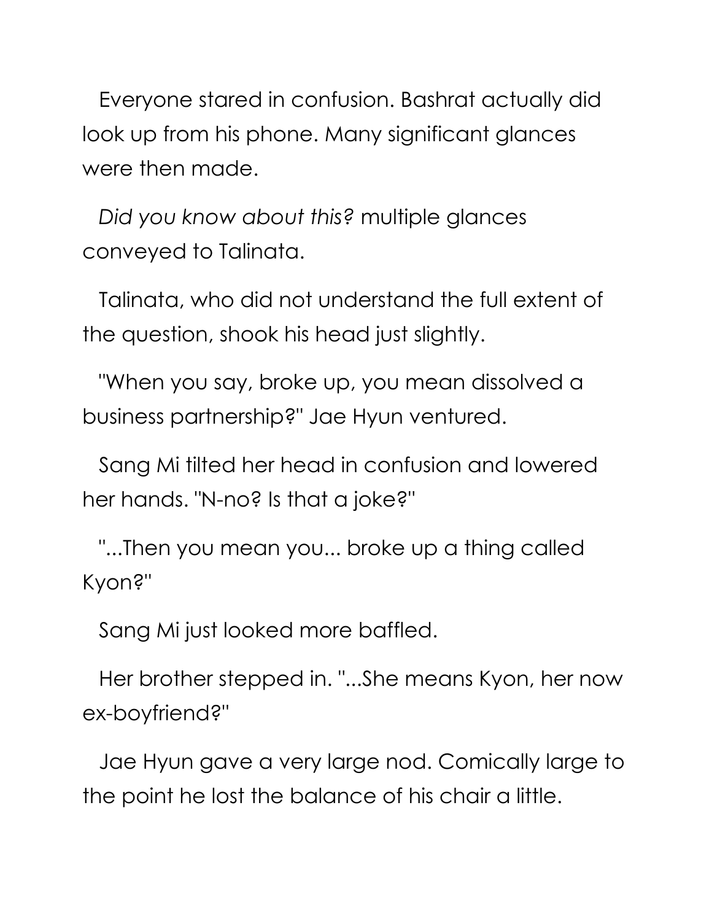Everyone stared in confusion. Bashrat actually did look up from his phone. Many significant glances were then made.

*Did you know about this?* multiple glances conveyed to Talinata.

Talinata, who did not understand the full extent of the question, shook his head just slightly.

"When you say, broke up, you mean dissolved a business partnership?" Jae Hyun ventured.

Sang Mi tilted her head in confusion and lowered her hands. "N-no? Is that a joke?"

"...Then you mean you... broke up a thing called Kyon?"

Sang Mi just looked more baffled.

Her brother stepped in. "...She means Kyon, her now ex-boyfriend?"

Jae Hyun gave a very large nod. Comically large to the point he lost the balance of his chair a little.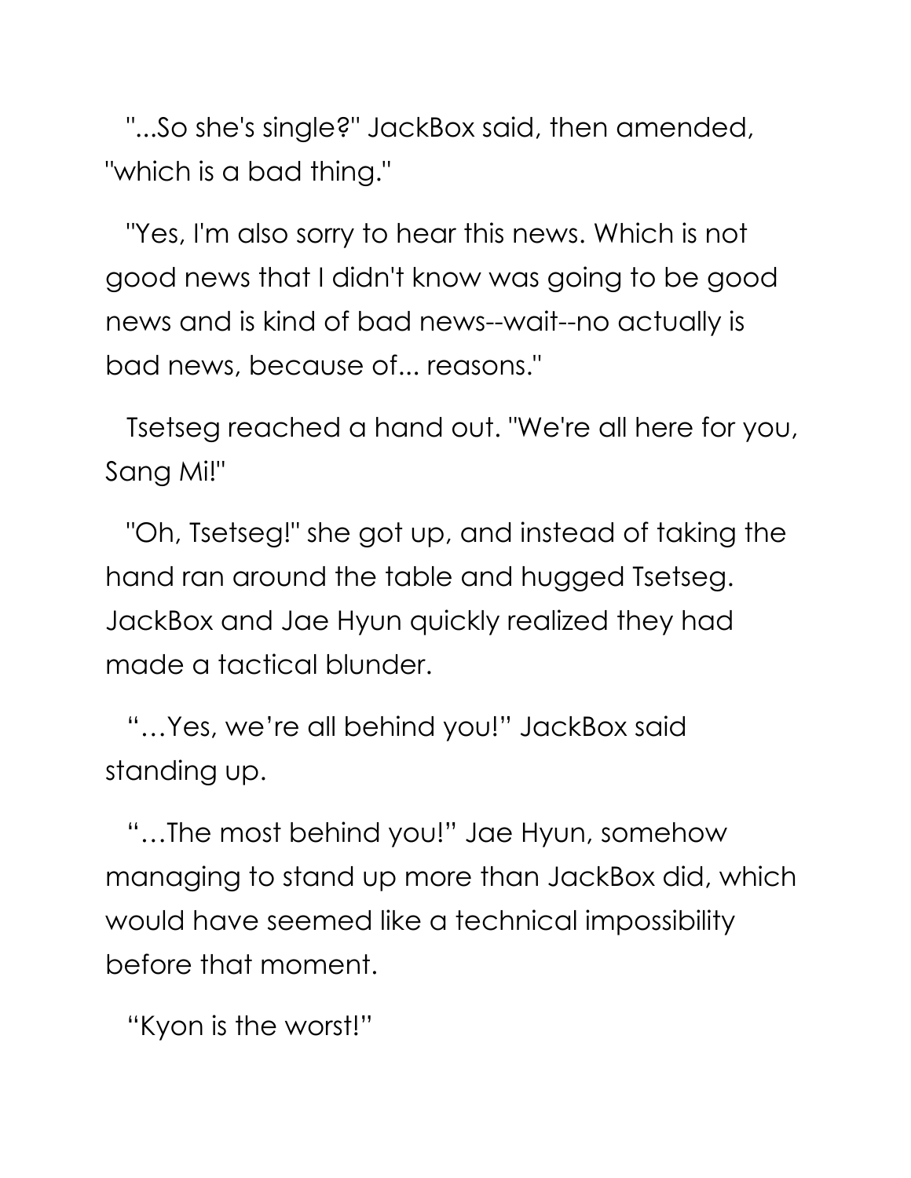"...So she's single?" JackBox said, then amended, "which is a bad thing."

"Yes, I'm also sorry to hear this news. Which is not good news that I didn't know was going to be good news and is kind of bad news--wait--no actually is bad news, because of... reasons."

Tsetseg reached a hand out. "We're all here for you, Sang Mi!"

"Oh, Tsetseg!" she got up, and instead of taking the hand ran around the table and hugged Tsetseg. JackBox and Jae Hyun quickly realized they had made a tactical blunder.

"…Yes, we're all behind you!" JackBox said standing up.

"…The most behind you!" Jae Hyun, somehow managing to stand up more than JackBox did, which would have seemed like a technical impossibility before that moment.

"Kyon is the worst!"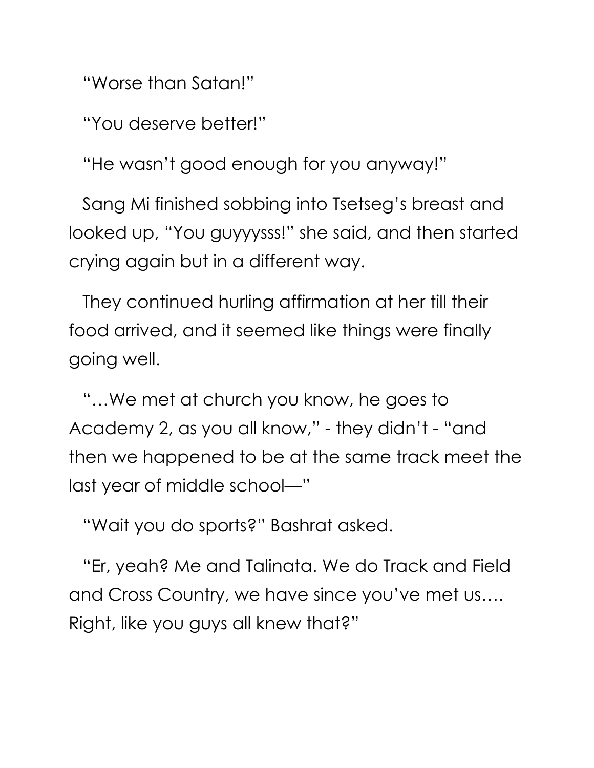"Worse than Satan!"

"You deserve better!"

"He wasn't good enough for you anyway!"

Sang Mi finished sobbing into Tsetseg's breast and looked up, "You guyyysss!" she said, and then started crying again but in a different way.

They continued hurling affirmation at her till their food arrived, and it seemed like things were finally going well.

"…We met at church you know, he goes to Academy 2, as you all know," - they didn't - "and then we happened to be at the same track meet the last year of middle school—"

"Wait you do sports?" Bashrat asked.

"Er, yeah? Me and Talinata. We do Track and Field and Cross Country, we have since you've met us…. Right, like you guys all knew that?"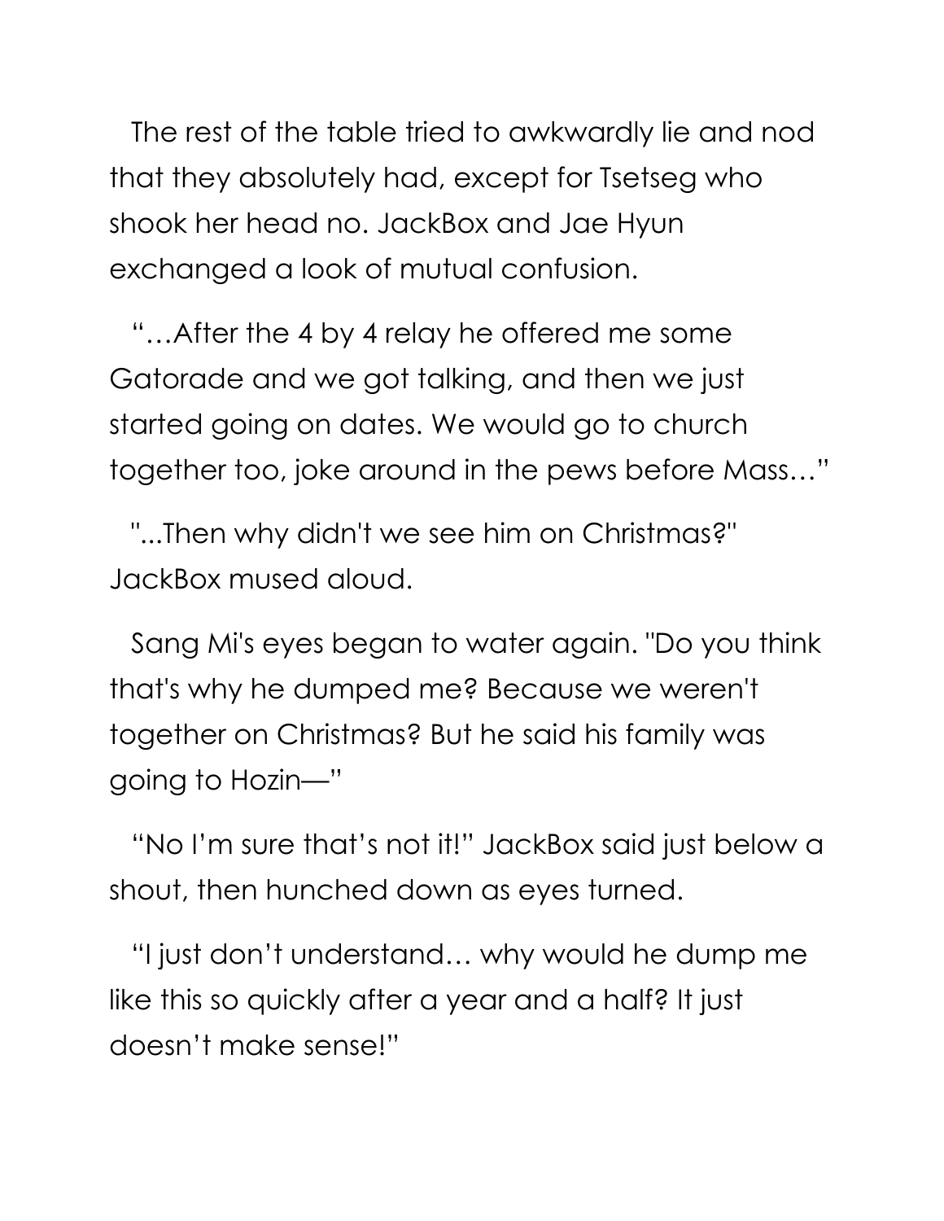The rest of the table tried to awkwardly lie and nod that they absolutely had, except for Tsetseg who shook her head no. JackBox and Jae Hyun exchanged a look of mutual confusion.

"…After the 4 by 4 relay he offered me some Gatorade and we got talking, and then we just started going on dates. We would go to church together too, joke around in the pews before Mass…"

"...Then why didn't we see him on Christmas?" JackBox mused aloud.

Sang Mi's eyes began to water again. "Do you think that's why he dumped me? Because we weren't together on Christmas? But he said his family was going to Hozin—"

"No I'm sure that's not it!" JackBox said just below a shout, then hunched down as eyes turned.

"I just don't understand… why would he dump me like this so quickly after a year and a half? It just doesn't make sense!"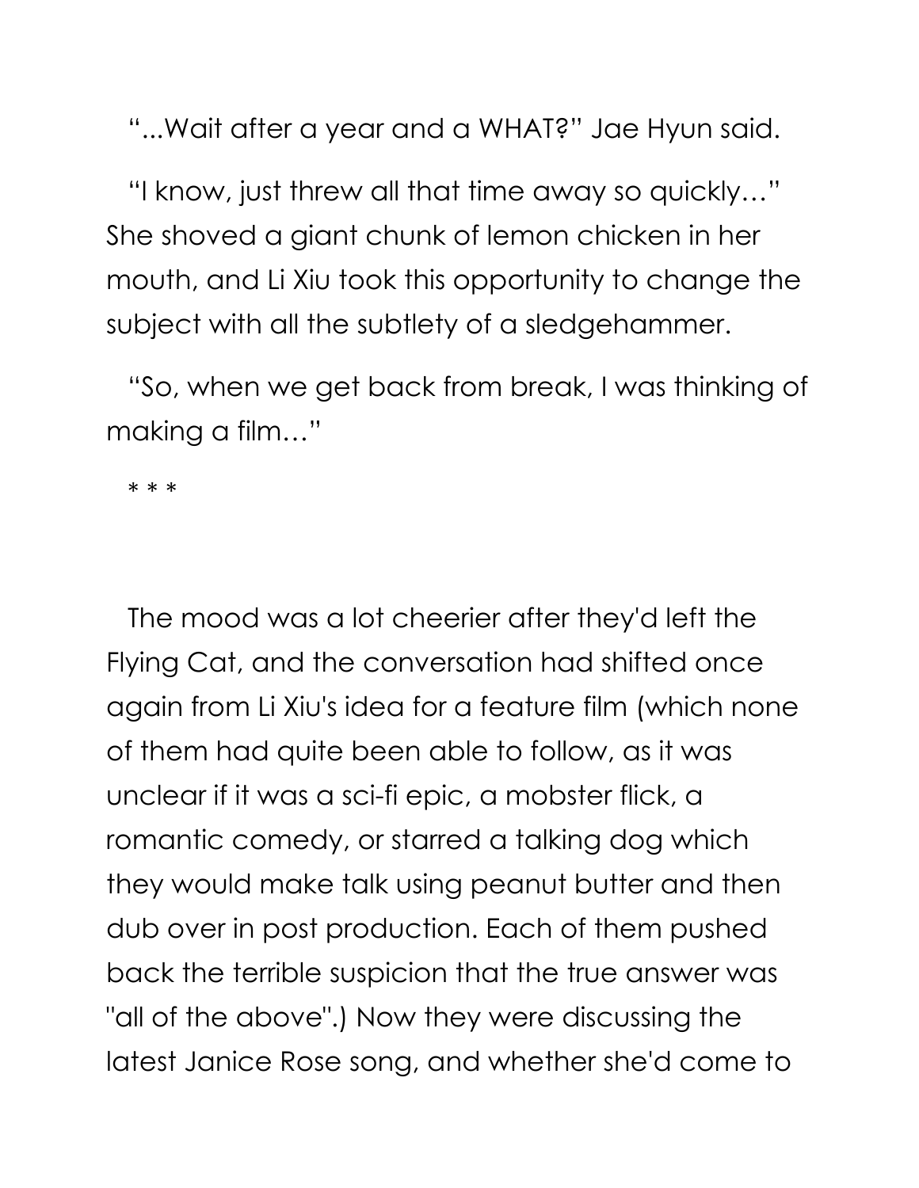"...Wait after a year and a WHAT?" Jae Hyun said.

"I know, just threw all that time away so quickly..." She shoved a giant chunk of lemon chicken in her mouth, and Li Xiu took this opportunity to change the subject with all the subtlety of a sledgehammer.

"So, when we get back from break, I was thinking of making a film..."

* * *

The mood was a lot cheerier after they'd left the Flying Cat, and the conversation had shifted once again from Li Xiu's idea for a feature film (which none of them had quite been able to follow, as it was unclear if it was a sci-fi epic, a mobster flick, a romantic comedy, or starred a talking dog which they would make talk using peanut butter and then dub over in post production. Each of them pushed back the terrible suspicion that the true answer was "all of the above".) Now they were discussing the latest Janice Rose song, and whether she'd come to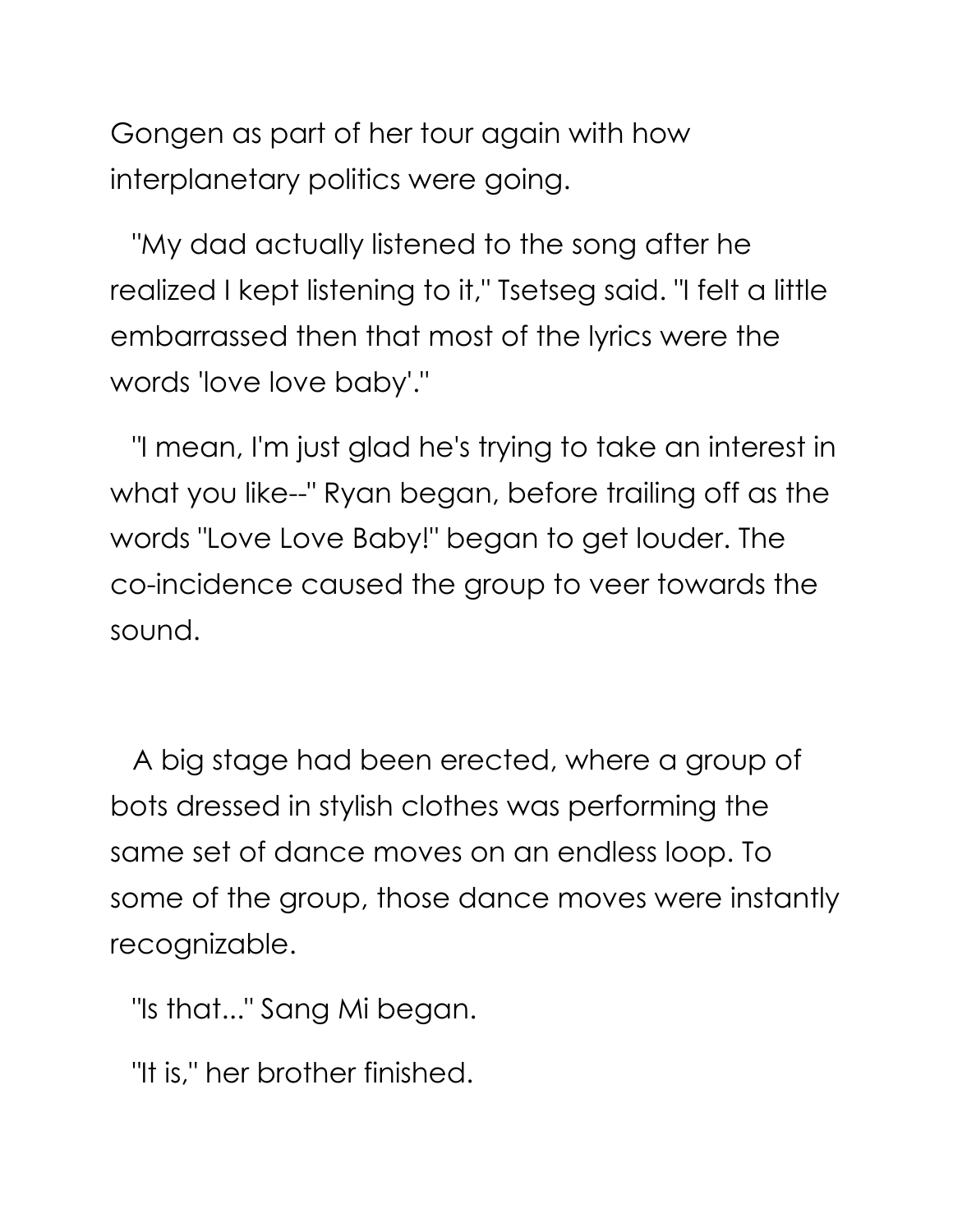Gongen as part of her tour again with how interplanetary politics were going.

"My dad actually listened to the song after he realized I kept listening to it," Tsetseg said. "I felt a little embarrassed then that most of the lyrics were the words 'love love baby'."

"I mean, I'm just glad he's trying to take an interest in what you like--" Ryan began, before trailing off as the words "Love Love Baby!" began to get louder. The co-incidence caused the group to veer towards the sound.

A big stage had been erected, where a group of bots dressed in stylish clothes was performing the same set of dance moves on an endless loop. To some of the group, those dance moves were instantly recognizable.

"Is that..." Sang Mi began.

"It is," her brother finished.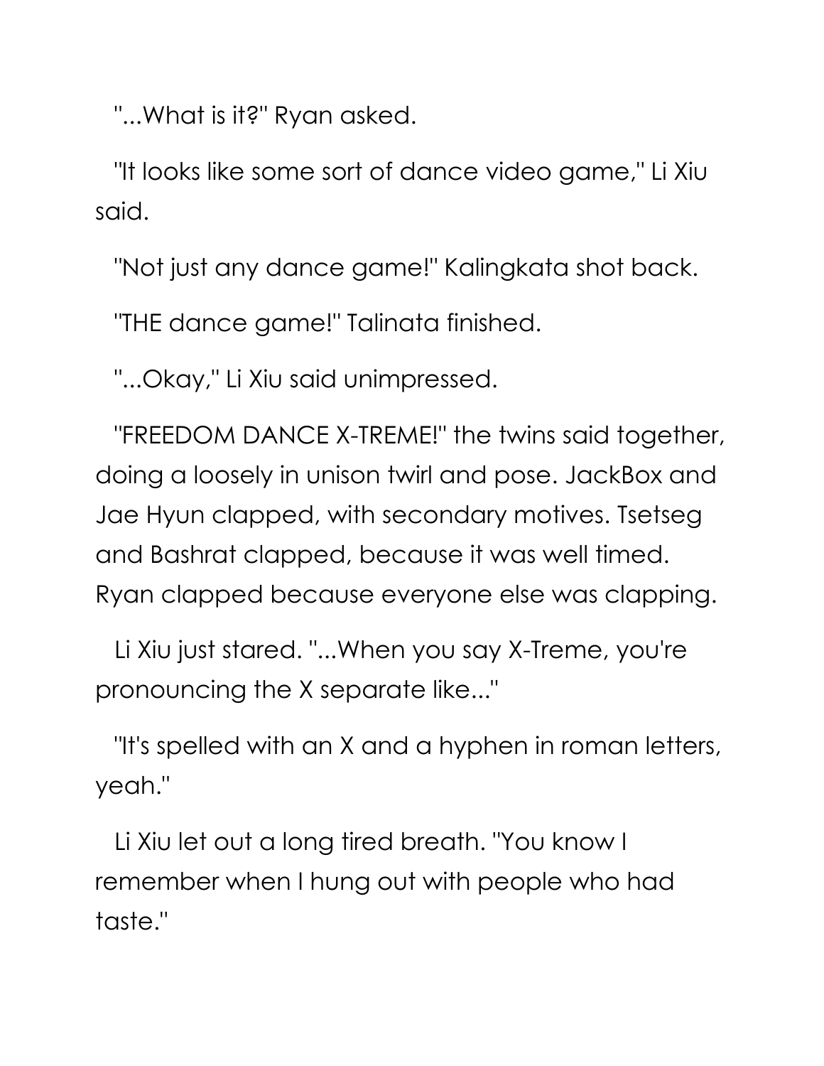"...What is it?" Ryan asked.

"It looks like some sort of dance video game," Li Xiu said.

"Not just any dance game!" Kalingkata shot back.

"THE dance game!" Talinata finished.

"...Okay," Li Xiu said unimpressed.

"FREEDOM DANCE X-TREME!" the twins said together, doing a loosely in unison twirl and pose. JackBox and Jae Hyun clapped, with secondary motives. Tsetseg and Bashrat clapped, because it was well timed. Ryan clapped because everyone else was clapping.

Li Xiu just stared. "...When you say X-Treme, you're pronouncing the X separate like..."

"It's spelled with an X and a hyphen in roman letters, yeah."

Li Xiu let out a long tired breath. "You know I remember when I hung out with people who had taste."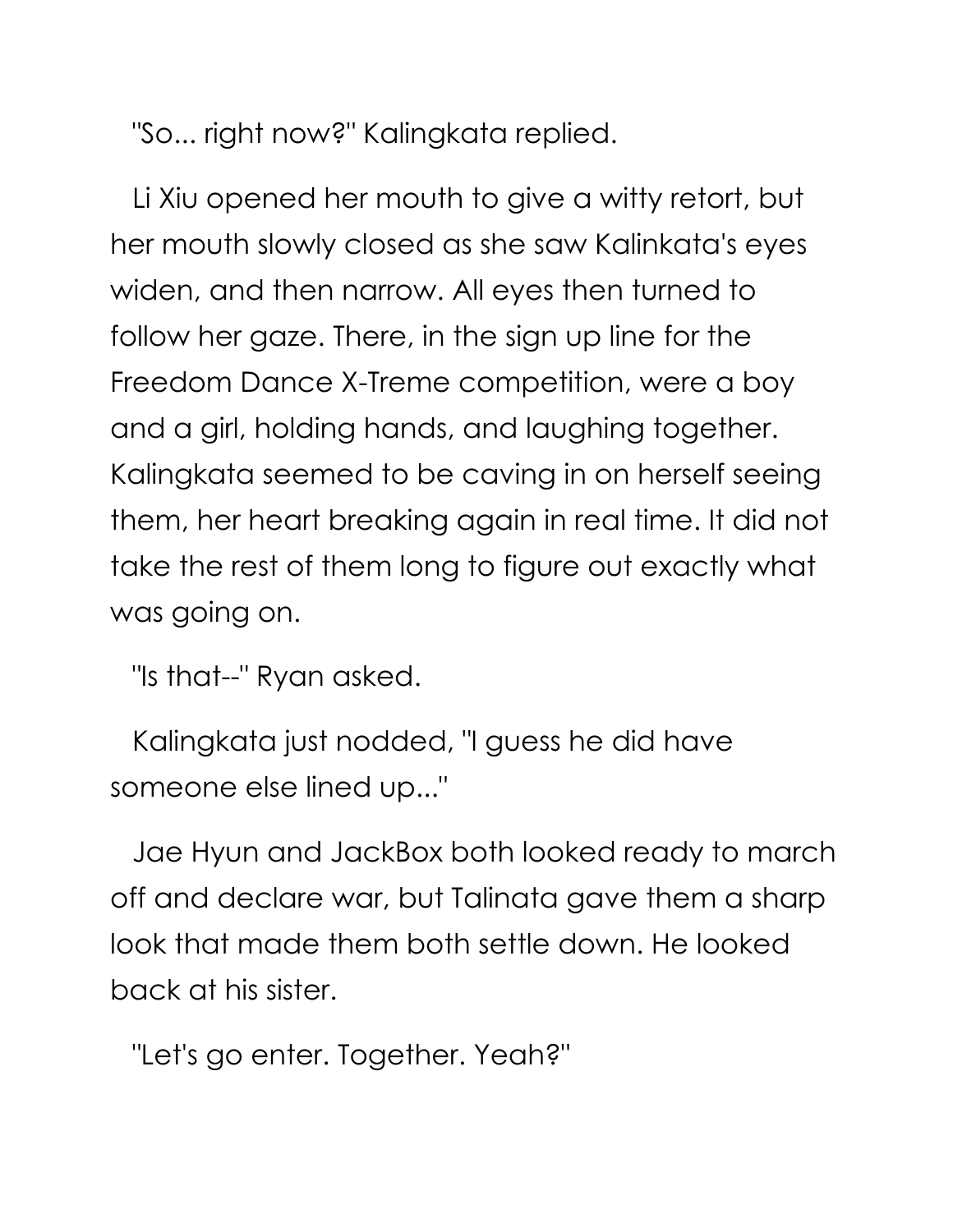"So... right now?" Kalingkata replied.

Li Xiu opened her mouth to give a witty retort, but her mouth slowly closed as she saw Kalinkata's eyes widen, and then narrow. All eyes then turned to follow her gaze. There, in the sign up line for the Freedom Dance X-Treme competition, were a boy and a girl, holding hands, and laughing together. Kalingkata seemed to be caving in on herself seeing them, her heart breaking again in real time. It did not take the rest of them long to figure out exactly what was going on.

"Is that--" Ryan asked.

Kalingkata just nodded, "I guess he did have someone else lined up..."

Jae Hyun and JackBox both looked ready to march off and declare war, but Talinata gave them a sharp look that made them both settle down. He looked back at his sister.

"Let's go enter. Together. Yeah?"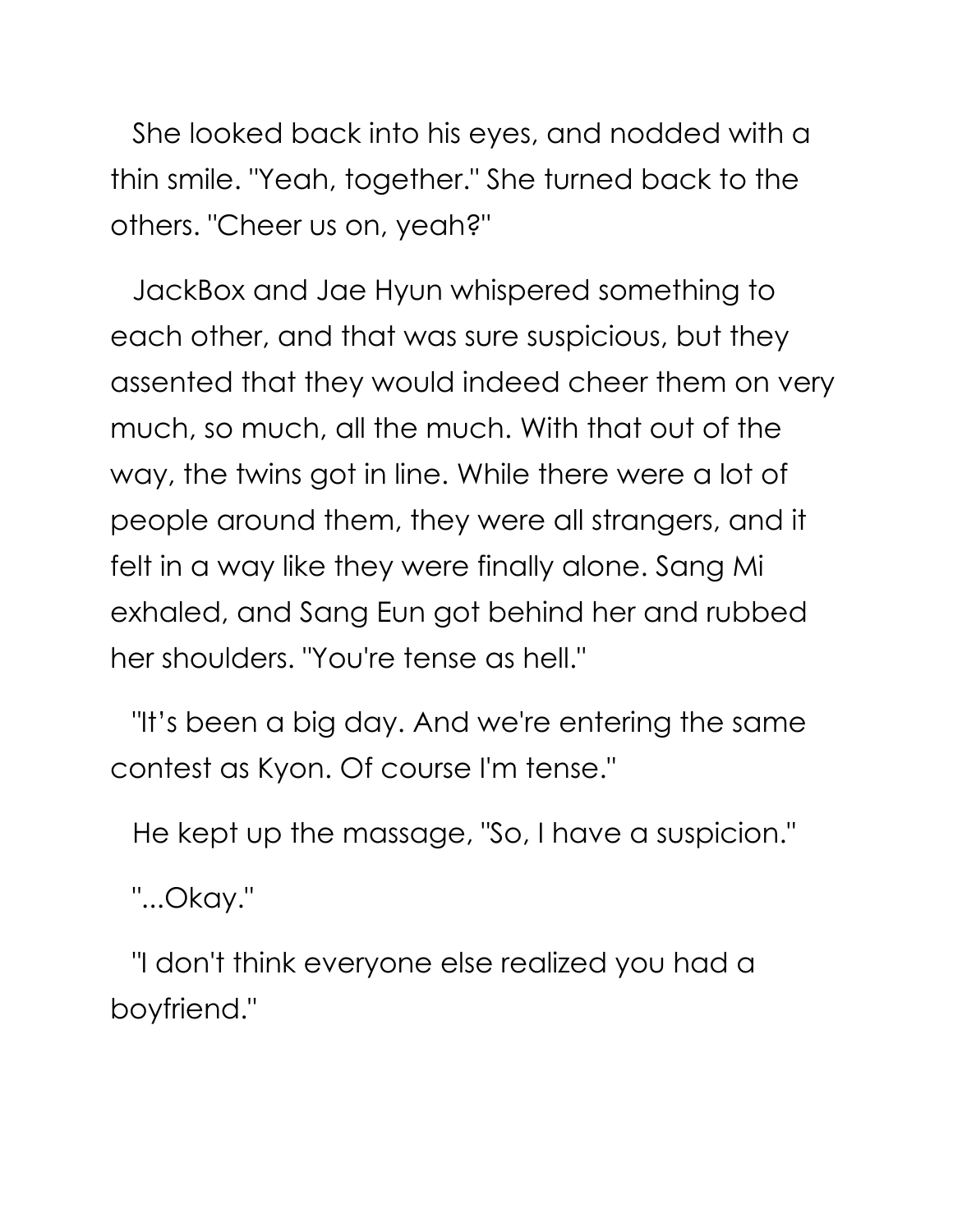She looked back into his eyes, and nodded with a thin smile. "Yeah, together." She turned back to the others. "Cheer us on, yeah?"

JackBox and Jae Hyun whispered something to each other, and that was sure suspicious, but they assented that they would indeed cheer them on very much, so much, all the much. With that out of the way, the twins got in line. While there were a lot of people around them, they were all strangers, and it felt in a way like they were finally alone. Sang Mi exhaled, and Sang Eun got behind her and rubbed her shoulders. "You're tense as hell."

"It's been a big day. And we're entering the same contest as Kyon. Of course I'm tense."

He kept up the massage, "So, I have a suspicion."

"...Okay."

"I don't think everyone else realized you had a boyfriend."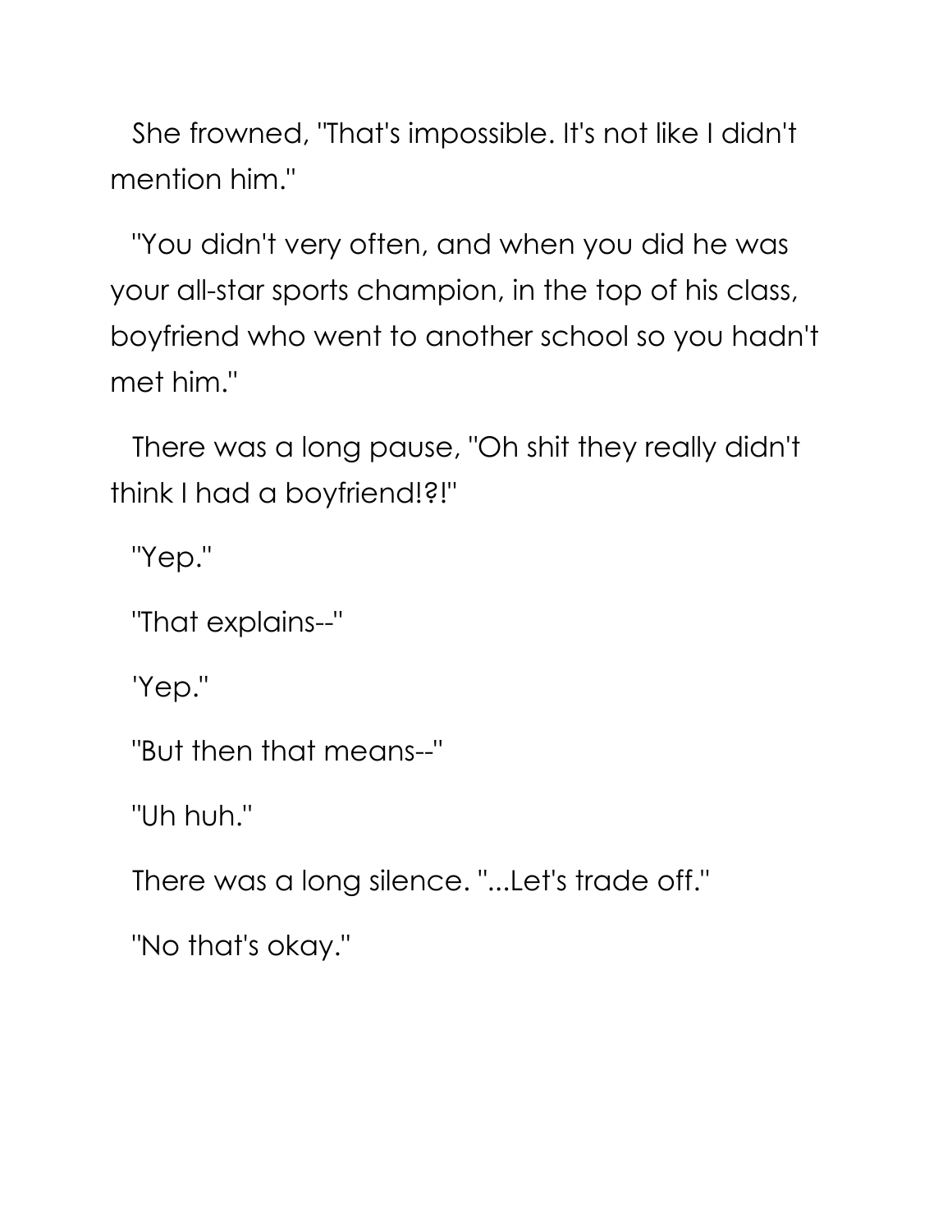She frowned, "That's impossible. It's not like I didn't mention him."

"You didn't very often, and when you did he was your all-star sports champion, in the top of his class, boyfriend who went to another school so you hadn't met him."

There was a long pause, "Oh shit they really didn't think I had a boyfriend!?!"

"Yep."

"That explains--"

'Yep."

"But then that means--"

"Uh huh."

There was a long silence. "...Let's trade off."

"No that's okay."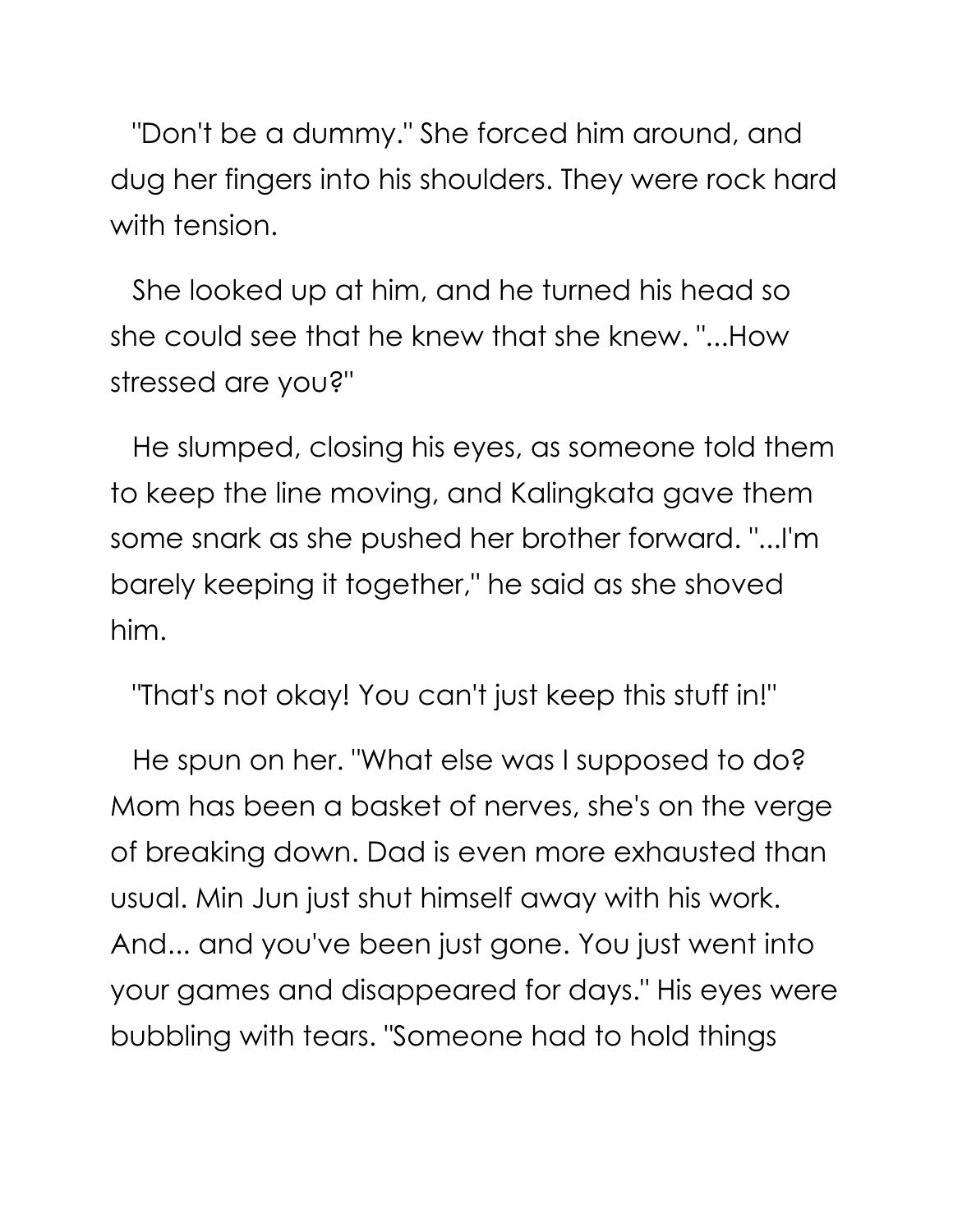"Don't be a dummy." She forced him around, and dug her fingers into his shoulders. They were rock hard with tension.

She looked up at him, and he turned his head so she could see that he knew that she knew. "...How stressed are you?"

He slumped, closing his eyes, as someone told them to keep the line moving, and Kalingkata gave them some snark as she pushed her brother forward. "...I'm barely keeping it together," he said as she shoved him.

"That's not okay! You can't just keep this stuff in!"

He spun on her. "What else was I supposed to do? Mom has been a basket of nerves, she's on the verge of breaking down. Dad is even more exhausted than usual. Min Jun just shut himself away with his work. And... and you've been just gone. You just went into your games and disappeared for days." His eyes were bubbling with tears. "Someone had to hold things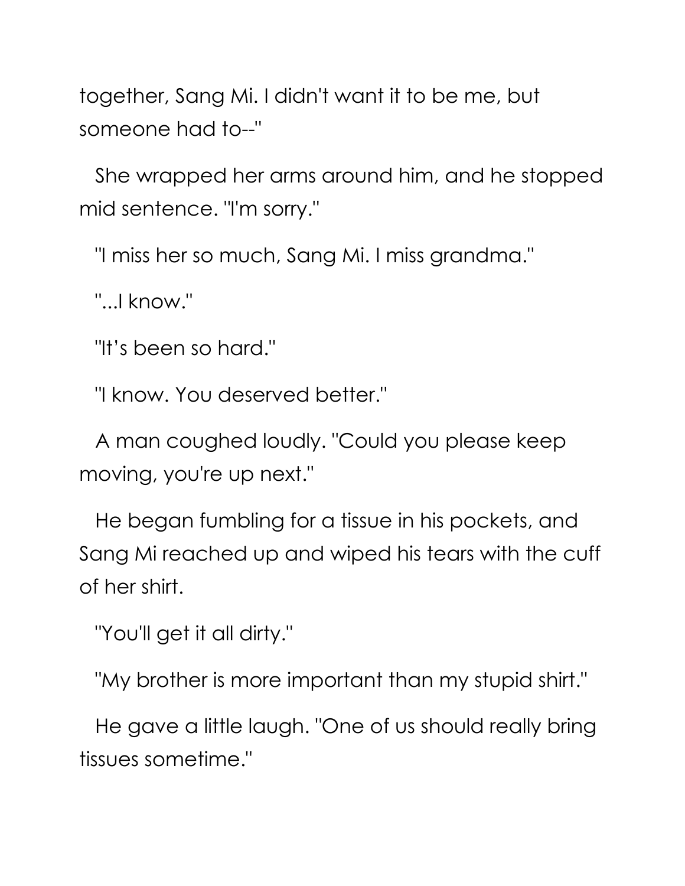together, Sang Mi. I didn't want it to be me, but someone had to--"

She wrapped her arms around him, and he stopped mid sentence. "I'm sorry."

"I miss her so much, Sang Mi. I miss grandma."

"...I know."

"It’s been so hard."

"I know. You deserved better."

A man coughed loudly. "Could you please keep moving, you're up next."

He began fumbling for a tissue in his pockets, and Sang Mi reached up and wiped his tears with the cuff of her shirt.

"You'll get it all dirty."

"My brother is more important than my stupid shirt."

He gave a little laugh. "One of us should really bring tissues sometime."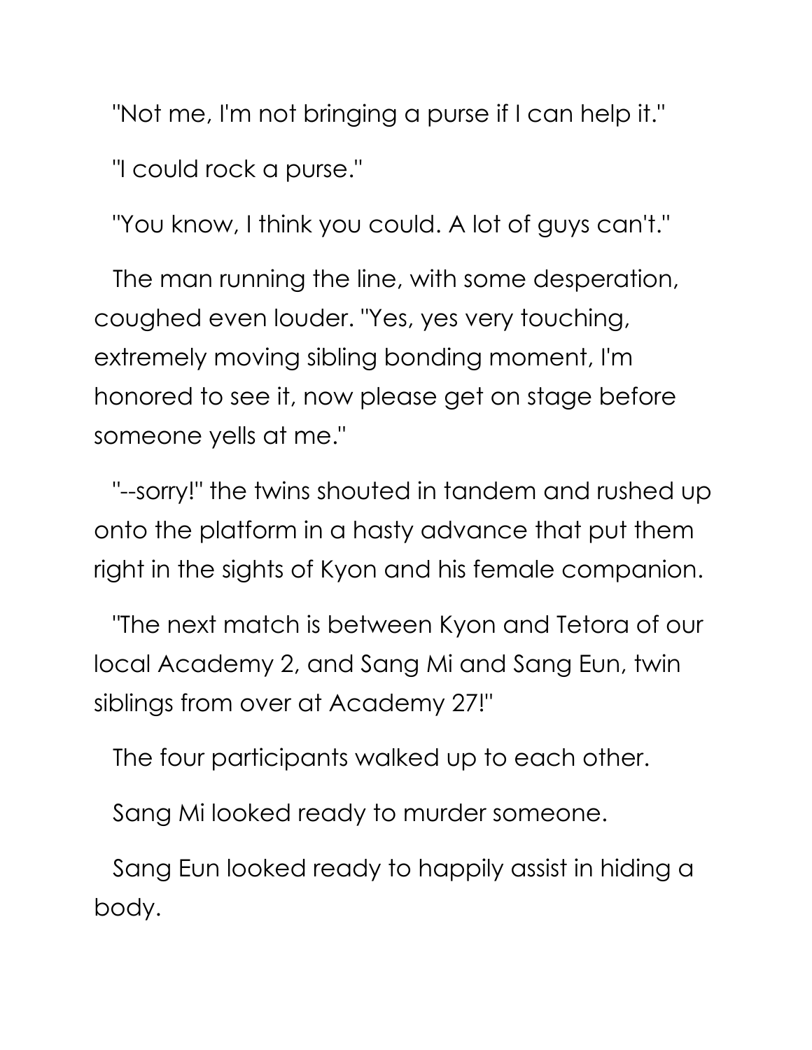"Not me, I'm not bringing a purse if I can help it."

"I could rock a purse."

"You know, I think you could. A lot of guys can't."

The man running the line, with some desperation, coughed even louder. "Yes, yes very touching, extremely moving sibling bonding moment, I'm honored to see it, now please get on stage before someone yells at me."

"--sorry!" the twins shouted in tandem and rushed up onto the platform in a hasty advance that put them right in the sights of Kyon and his female companion.

"The next match is between Kyon and Tetora of our local Academy 2, and Sang Mi and Sang Eun, twin siblings from over at Academy 27!"

The four participants walked up to each other.

Sang Mi looked ready to murder someone.

Sang Eun looked ready to happily assist in hiding a body.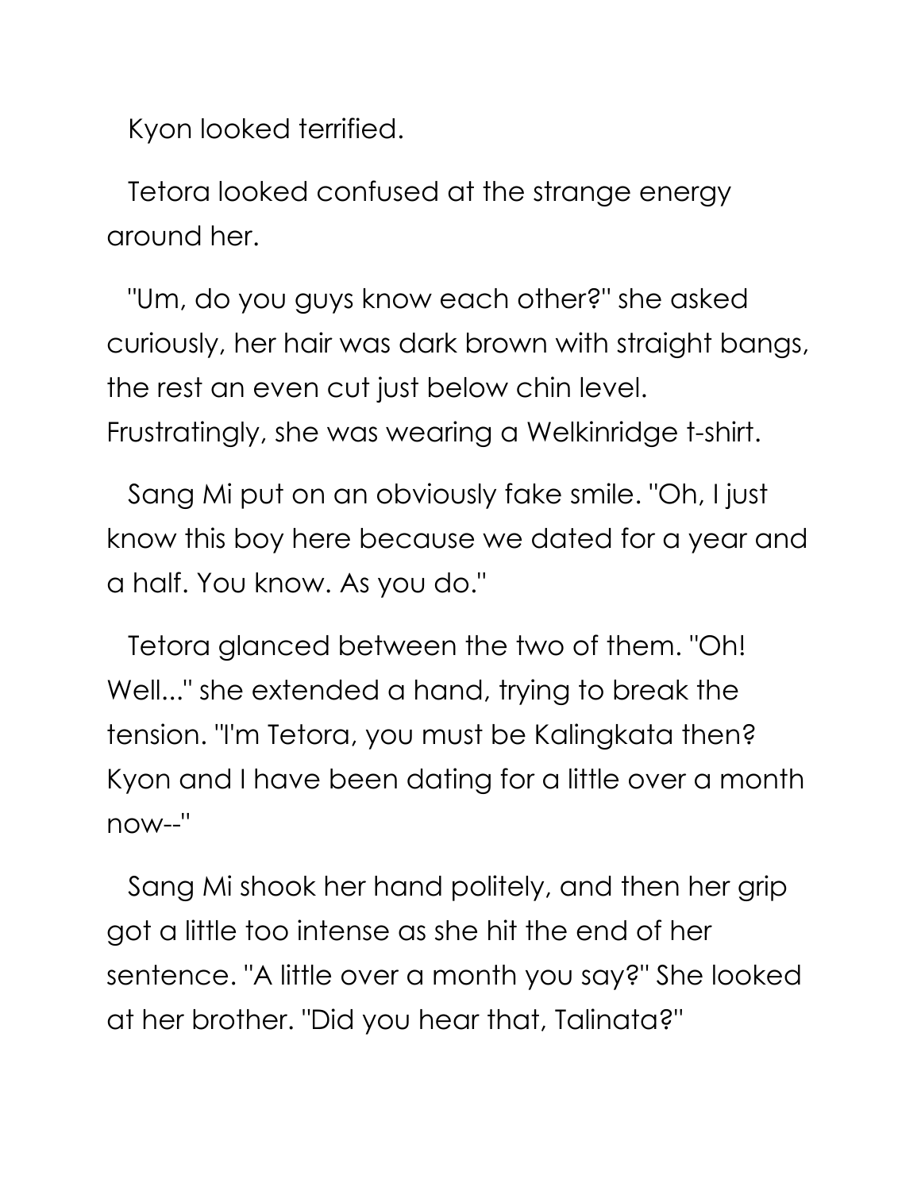Kyon looked terrified.

Tetora looked confused at the strange energy around her.

"Um, do you guys know each other?" she asked curiously, her hair was dark brown with straight bangs, the rest an even cut just below chin level. Frustratingly, she was wearing a Welkinridge t-shirt.

Sang Mi put on an obviously fake smile. "Oh, I just know this boy here because we dated for a year and a half. You know. As you do."

Tetora glanced between the two of them. "Oh! Well..." she extended a hand, trying to break the tension. "I'm Tetora, you must be Kalingkata then? Kyon and I have been dating for a little over a month now--"

Sang Mi shook her hand politely, and then her grip got a little too intense as she hit the end of her sentence. "A little over a month you say?" She looked at her brother. "Did you hear that, Talinata?"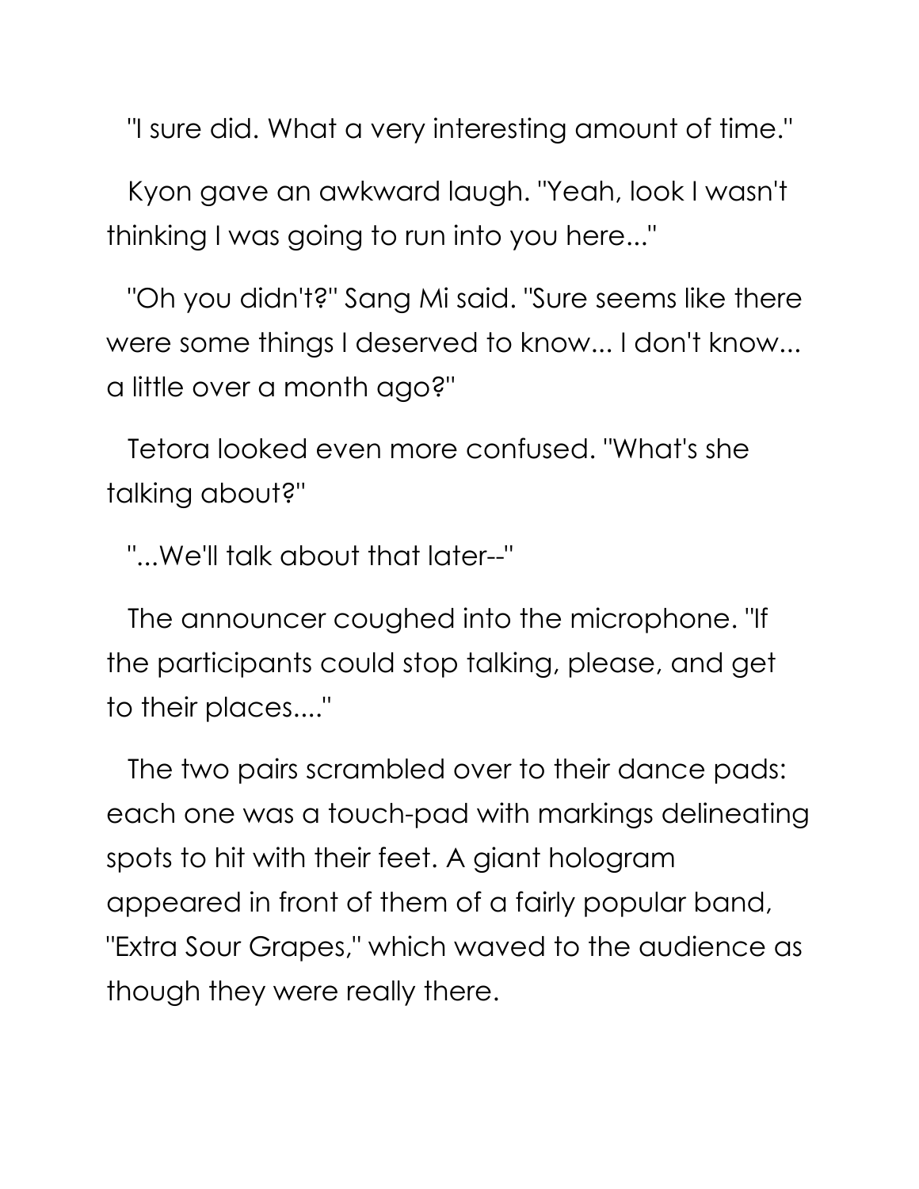"I sure did. What a very interesting amount of time."

Kyon gave an awkward laugh. "Yeah, look I wasn't thinking I was going to run into you here..."

"Oh you didn't?" Sang Mi said. "Sure seems like there were some things I deserved to know... I don't know... a little over a month ago?"

Tetora looked even more confused. "What's she talking about?"

"...We'll talk about that later--"

The announcer coughed into the microphone. "If the participants could stop talking, please, and get to their places...."

The two pairs scrambled over to their dance pads: each one was a touch-pad with markings delineating spots to hit with their feet. A giant hologram appeared in front of them of a fairly popular band, "Extra Sour Grapes," which waved to the audience as though they were really there.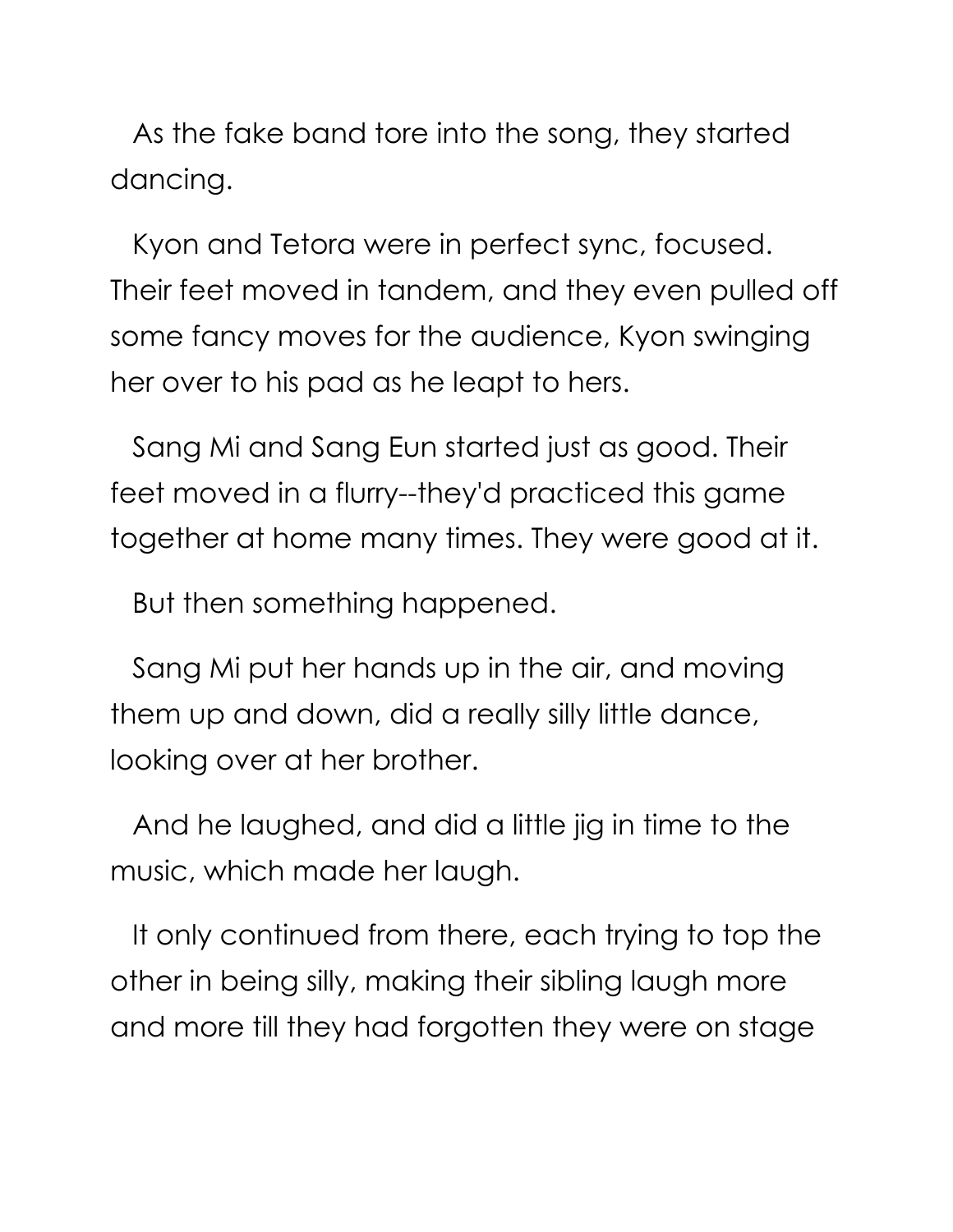As the fake band tore into the song, they started dancing.

Kyon and Tetora were in perfect sync, focused. Their feet moved in tandem, and they even pulled off some fancy moves for the audience, Kyon swinging her over to his pad as he leapt to hers.

Sang Mi and Sang Eun started just as good. Their feet moved in a flurry--they'd practiced this game together at home many times. They were good at it.

But then something happened.

Sang Mi put her hands up in the air, and moving them up and down, did a really silly little dance, looking over at her brother.

And he laughed, and did a little jig in time to the music, which made her laugh.

It only continued from there, each trying to top the other in being silly, making their sibling laugh more and more till they had forgotten they were on stage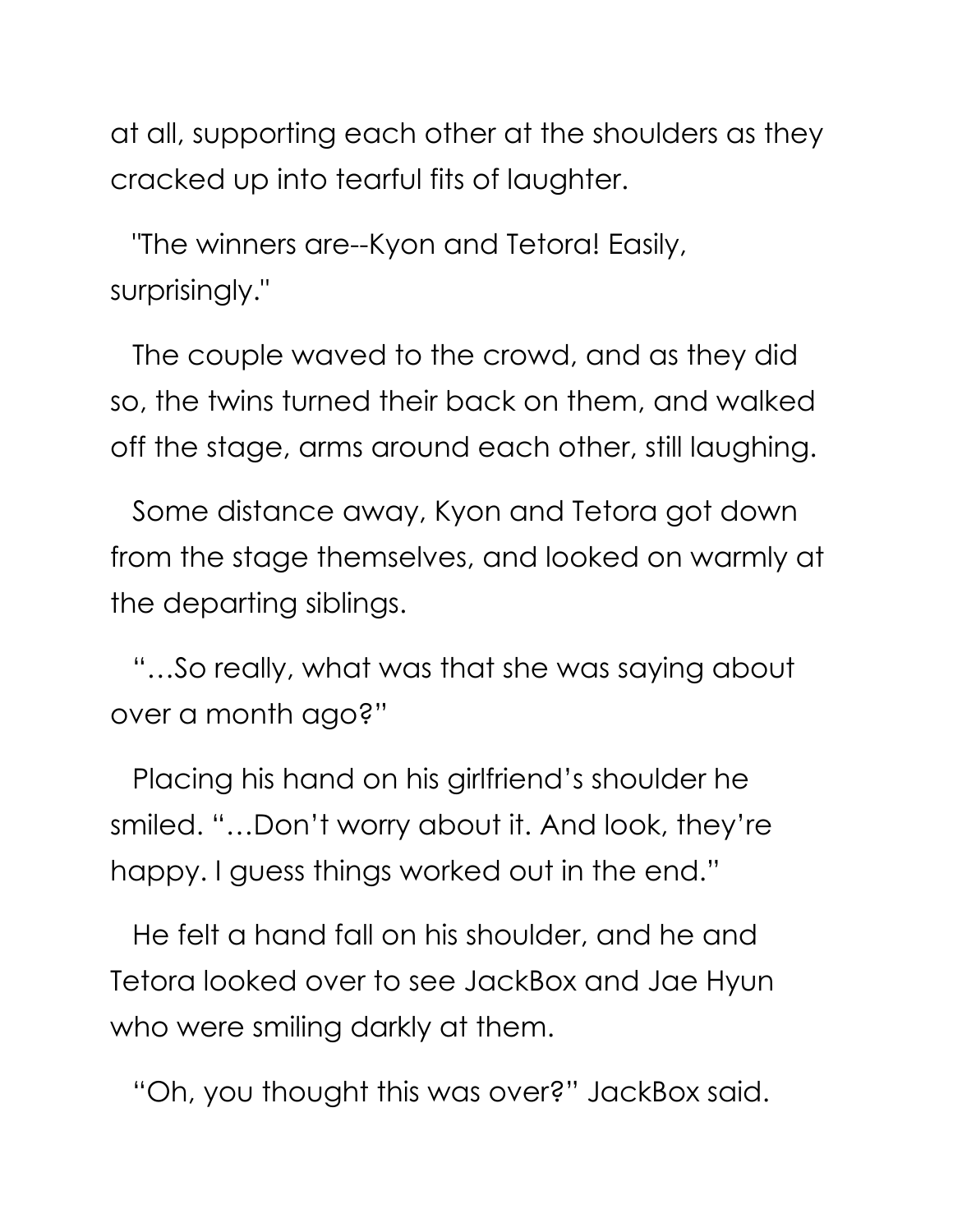at all, supporting each other at the shoulders as they cracked up into tearful fits of laughter.

"The winners are--Kyon and Tetora! Easily, surprisingly."

The couple waved to the crowd, and as they did so, the twins turned their back on them, and walked off the stage, arms around each other, still laughing.

Some distance away, Kyon and Tetora got down from the stage themselves, and looked on warmly at the departing siblings.

"…So really, what was that she was saying about over a month ago?"

Placing his hand on his girlfriend's shoulder he smiled. "…Don't worry about it. And look, they're happy. I guess things worked out in the end."

He felt a hand fall on his shoulder, and he and Tetora looked over to see JackBox and Jae Hyun who were smiling darkly at them.

"Oh, you thought this was over?" JackBox said.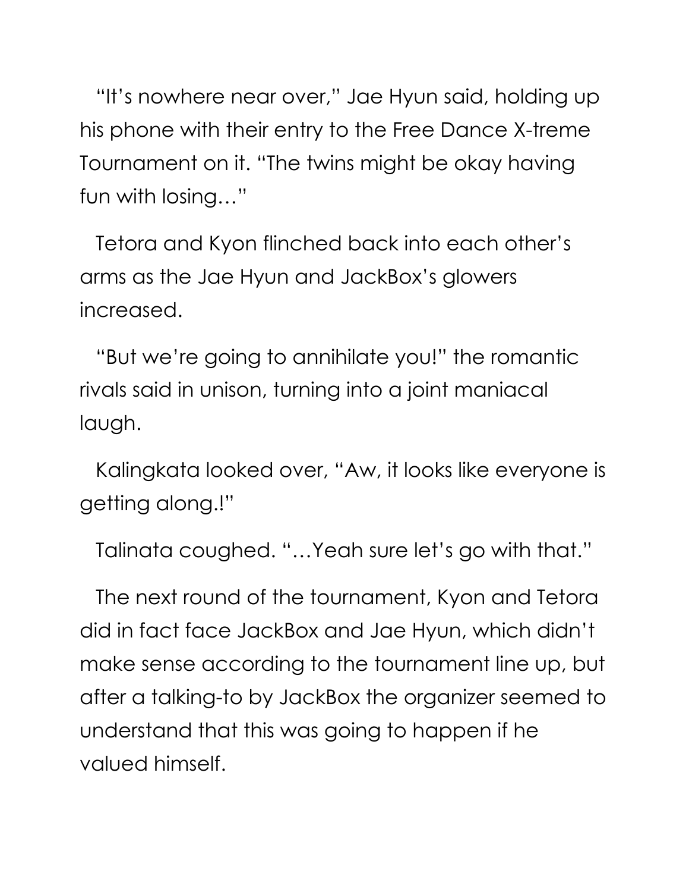"It's nowhere near over," Jae Hyun said, holding up his phone with their entry to the Free Dance X-treme Tournament on it. "The twins might be okay having fun with losing…"

Tetora and Kyon flinched back into each other's arms as the Jae Hyun and JackBox's glowers increased.

"But we're going to annihilate you!" the romantic rivals said in unison, turning into a joint maniacal laugh.

Kalingkata looked over, "Aw, it looks like everyone is getting along.!"

Talinata coughed. "…Yeah sure let's go with that."

The next round of the tournament, Kyon and Tetora did in fact face JackBox and Jae Hyun, which didn't make sense according to the tournament line up, but after a talking-to by JackBox the organizer seemed to understand that this was going to happen if he valued himself.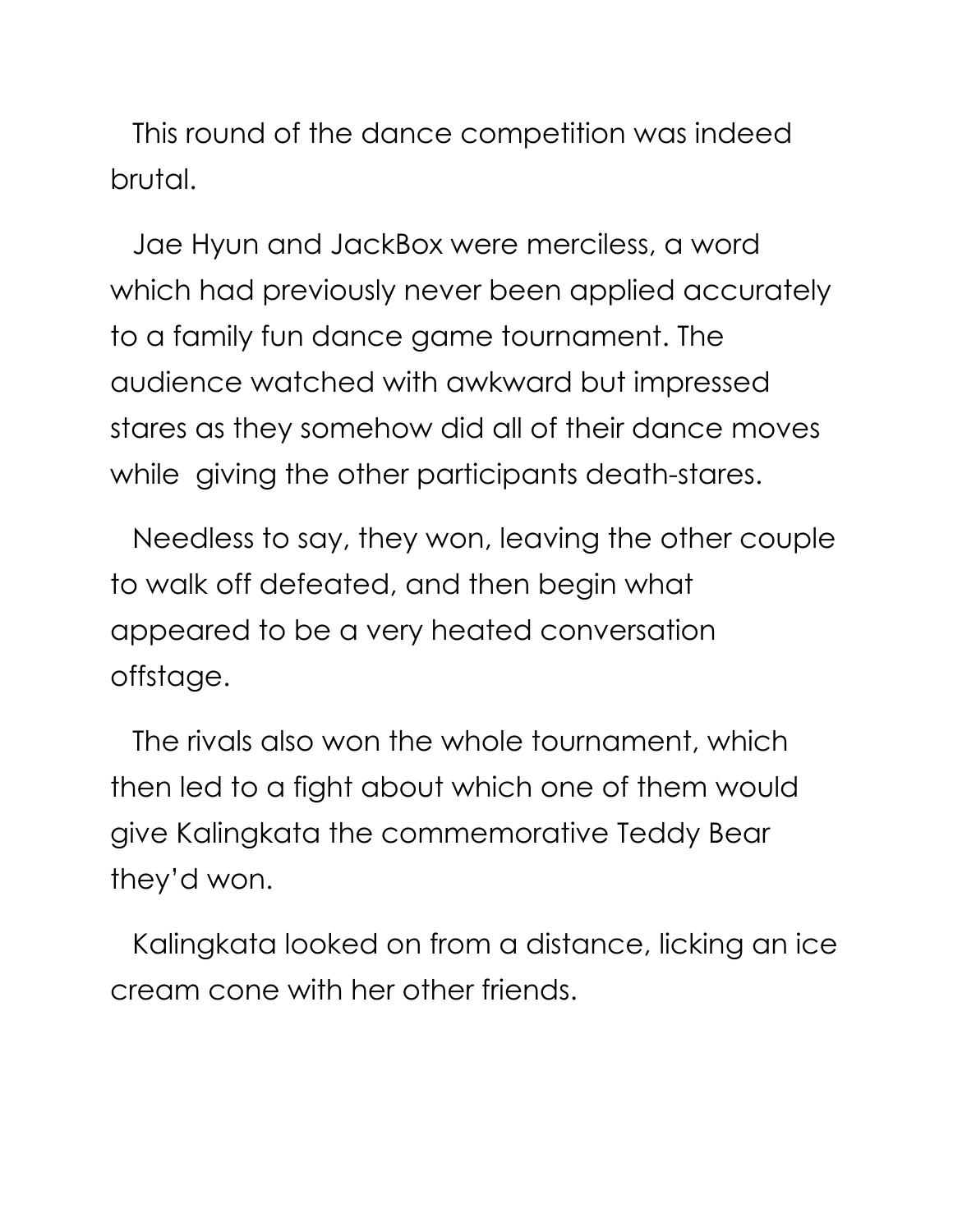This round of the dance competition was indeed brutal.

Jae Hyun and JackBox were merciless, a word which had previously never been applied accurately to a family fun dance game tournament. The audience watched with awkward but impressed stares as they somehow did all of their dance moves while giving the other participants death-stares.

Needless to say, they won, leaving the other couple to walk off defeated, and then begin what appeared to be a very heated conversation offstage.

The rivals also won the whole tournament, which then led to a fight about which one of them would give Kalingkata the commemorative Teddy Bear they'd won.

Kalingkata looked on from a distance, licking an ice cream cone with her other friends.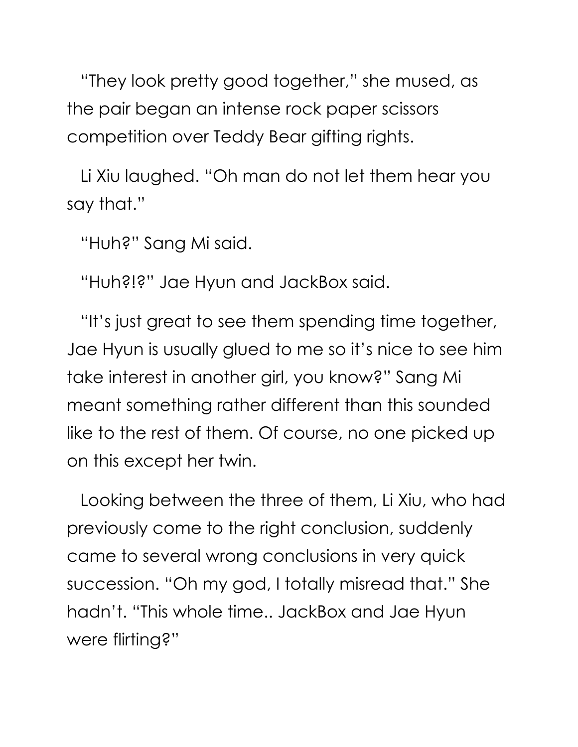"They look pretty good together," she mused, as the pair began an intense rock paper scissors competition over Teddy Bear gifting rights.

Li Xiu laughed. "Oh man do not let them hear you say that."

"Huh?" Sang Mi said.

"Huh?!?" Jae Hyun and JackBox said.

"It's just great to see them spending time together, Jae Hyun is usually glued to me so it's nice to see him take interest in another girl, you know?" Sang Mi meant something rather different than this sounded like to the rest of them. Of course, no one picked up on this except her twin.

Looking between the three of them, Li Xiu, who had previously come to the right conclusion, suddenly came to several wrong conclusions in very quick succession. "Oh my god, I totally misread that." She hadn't. "This whole time.. JackBox and Jae Hyun were flirting?"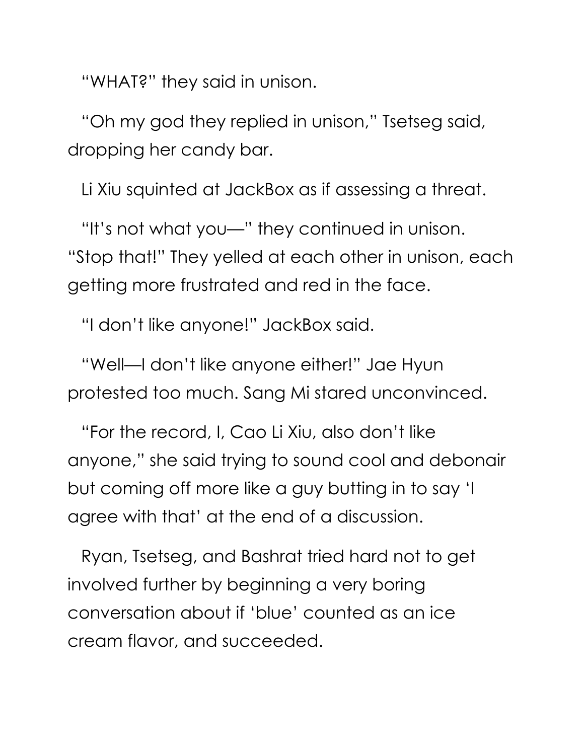"WHAT?" they said in unison.

"Oh my god they replied in unison," Tsetseg said, dropping her candy bar.

Li Xiu squinted at JackBox as if assessing a threat.

"It's not what you—" they continued in unison. "Stop that!" They yelled at each other in unison, each getting more frustrated and red in the face.

"I don't like anyone!" JackBox said.

"Well—I don't like anyone either!" Jae Hyun protested too much. Sang Mi stared unconvinced.

"For the record, I, Cao Li Xiu, also don't like anyone," she said trying to sound cool and debonair but coming off more like a guy butting in to say 'I agree with that' at the end of a discussion.

Ryan, Tsetseg, and Bashrat tried hard not to get involved further by beginning a very boring conversation about if 'blue' counted as an ice cream flavor, and succeeded.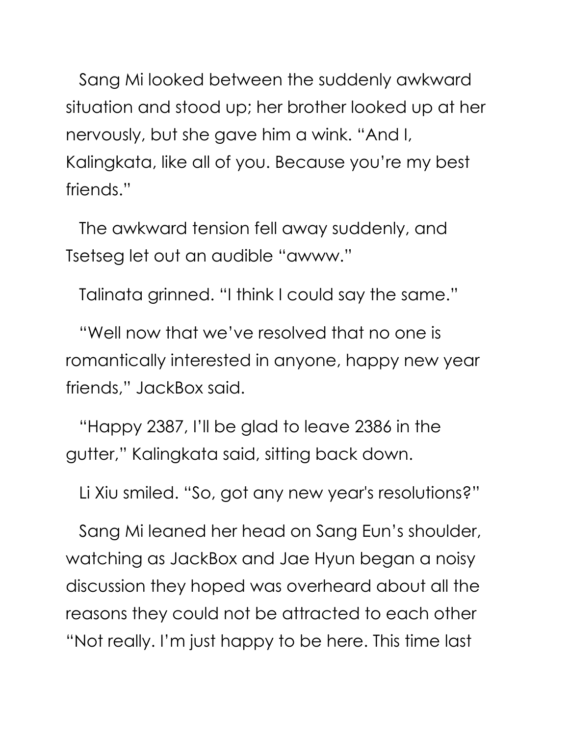Sang Mi looked between the suddenly awkward situation and stood up; her brother looked up at her nervously, but she gave him a wink. "And I, Kalingkata, like all of you. Because you're my best friends."

The awkward tension fell away suddenly, and Tsetseg let out an audible "awww."

Talinata grinned. "I think I could say the same."

"Well now that we've resolved that no one is romantically interested in anyone, happy new year friends," JackBox said.

"Happy 2387, I'll be glad to leave 2386 in the gutter," Kalingkata said, sitting back down.

Li Xiu smiled. "So, got any new year's resolutions?"

Sang Mi leaned her head on Sang Eun's shoulder, watching as JackBox and Jae Hyun began a noisy discussion they hoped was overheard about all the reasons they could not be attracted to each other "Not really. I'm just happy to be here. This time last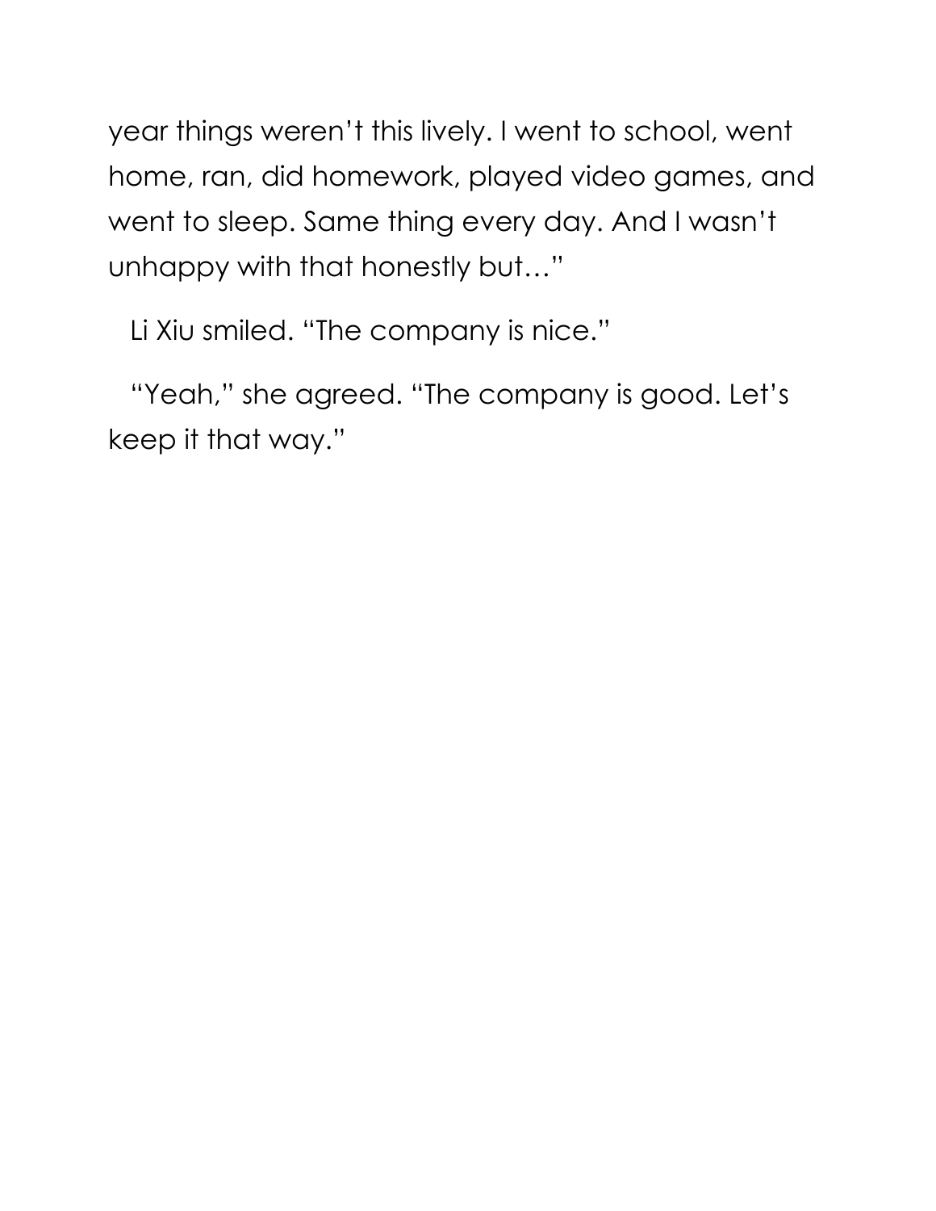year things weren't this lively. I went to school, went home, ran, did homework, played video games, and went to sleep. Same thing every day. And I wasn't unhappy with that honestly but…"

Li Xiu smiled. "The company is nice."

"Yeah," she agreed. "The company is good. Let's keep it that way."